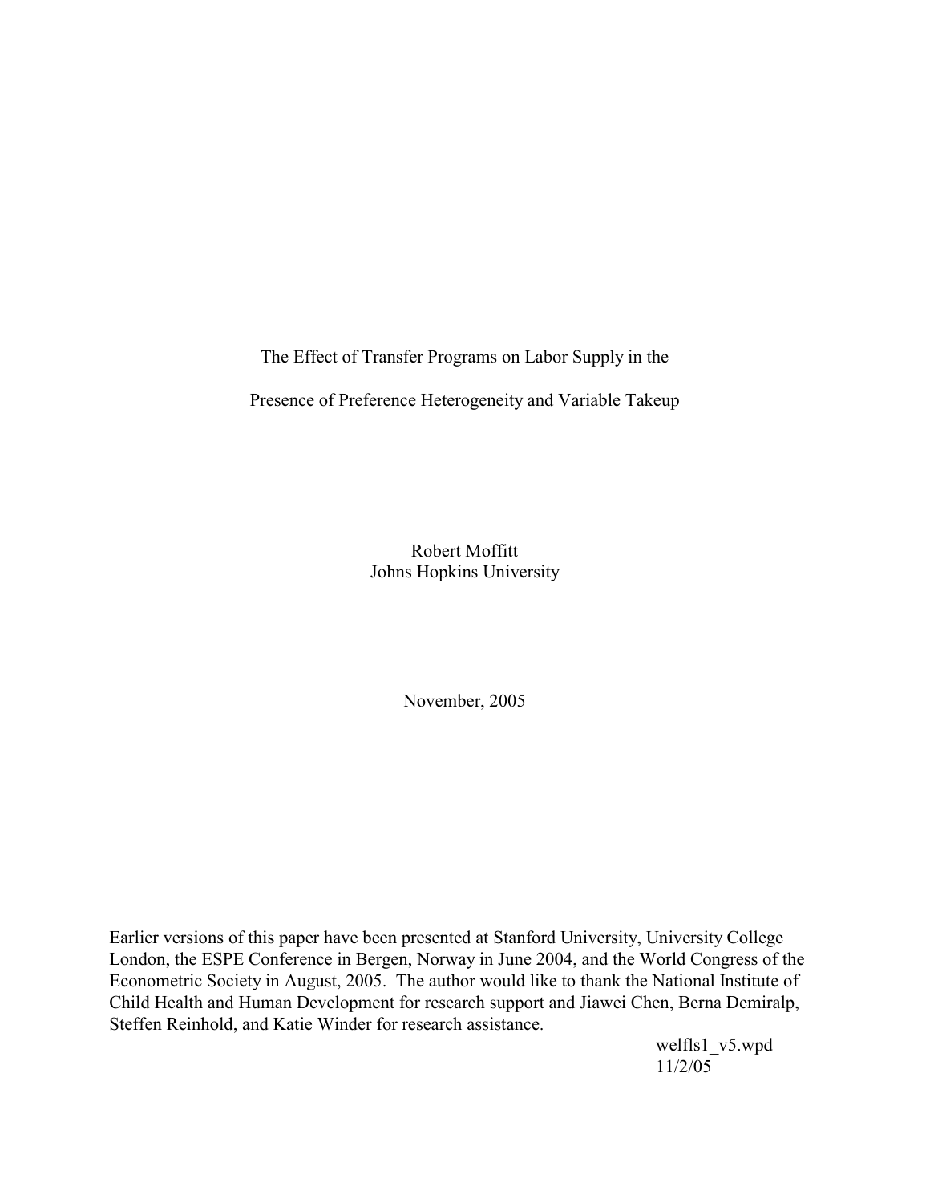# The Effect of Transfer Programs on Labor Supply in the Presence of Preference Heterogeneity and Variable Takeup

Robert Moffitt
Johns Hopkins University

November, 2005

Earlier versions of this paper have been presented at Stanford University, University College London, the ESPE Conference in Bergen, Norway in June 2004, and the World Congress of the Econometric Society in August, 2005. The author would like to thank the National Institute of Child Health and Human Development for research support and Jiawei Chen, Berna Demiralp, Steffen Reinhold, and Katie Winder for research assistance.

welfls1_v5.wpd
11/2/05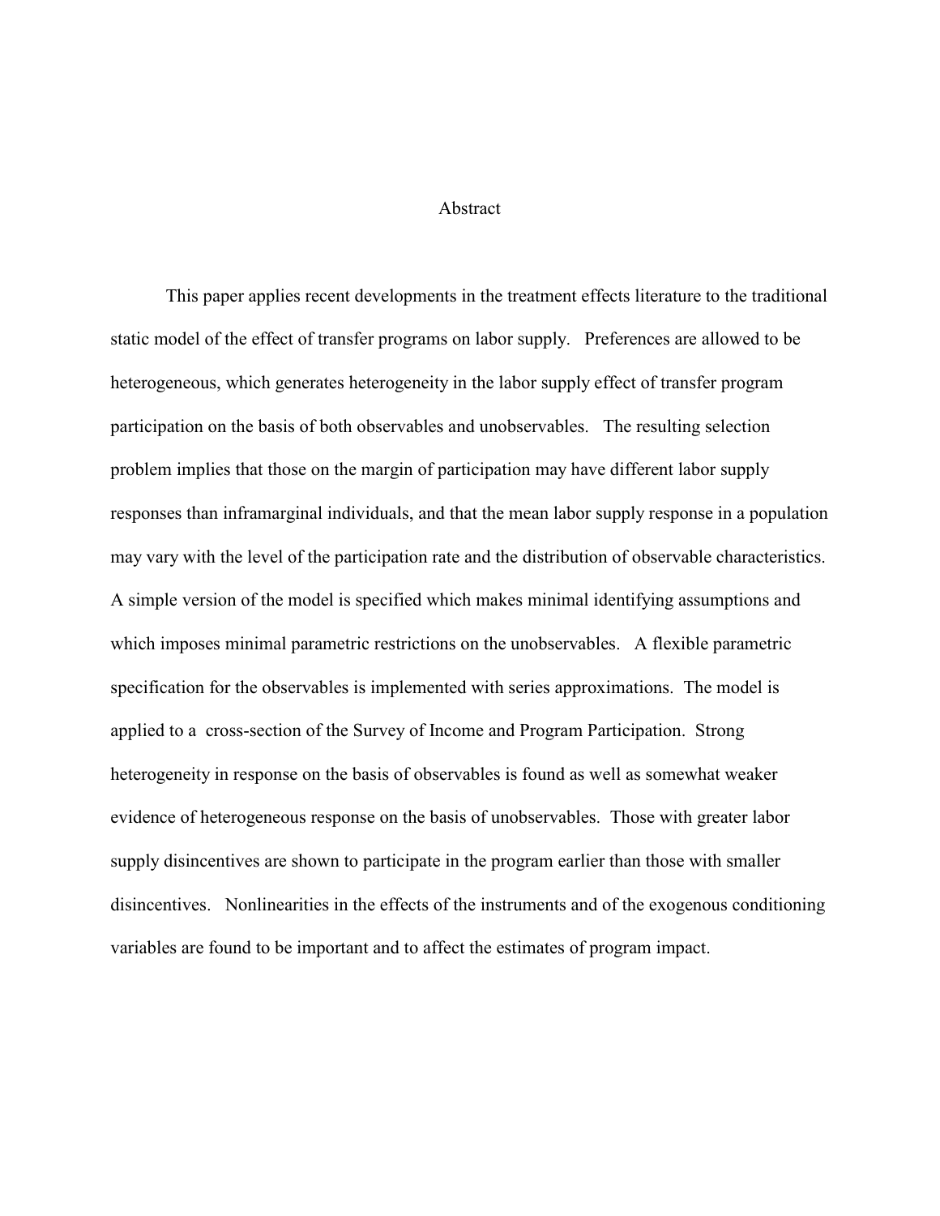# Abstract

This paper applies recent developments in the treatment effects literature to the traditional static model of the effect of transfer programs on labor supply. Preferences are allowed to be heterogeneous, which generates heterogeneity in the labor supply effect of transfer program participation on the basis of both observables and unobservables. The resulting selection problem implies that those on the margin of participation may have different labor supply responses than inframarginal individuals, and that the mean labor supply response in a population may vary with the level of the participation rate and the distribution of observable characteristics. A simple version of the model is specified which makes minimal identifying assumptions and which imposes minimal parametric restrictions on the unobservables. A flexible parametric specification for the observables is implemented with series approximations. The model is applied to a cross-section of the Survey of Income and Program Participation. Strong heterogeneity in response on the basis of observables is found as well as somewhat weaker evidence of heterogeneous response on the basis of unobservables. Those with greater labor supply disincentives are shown to participate in the program earlier than those with smaller disincentives. Nonlinearities in the effects of the instruments and of the exogenous conditioning variables are found to be important and to affect the estimates of program impact.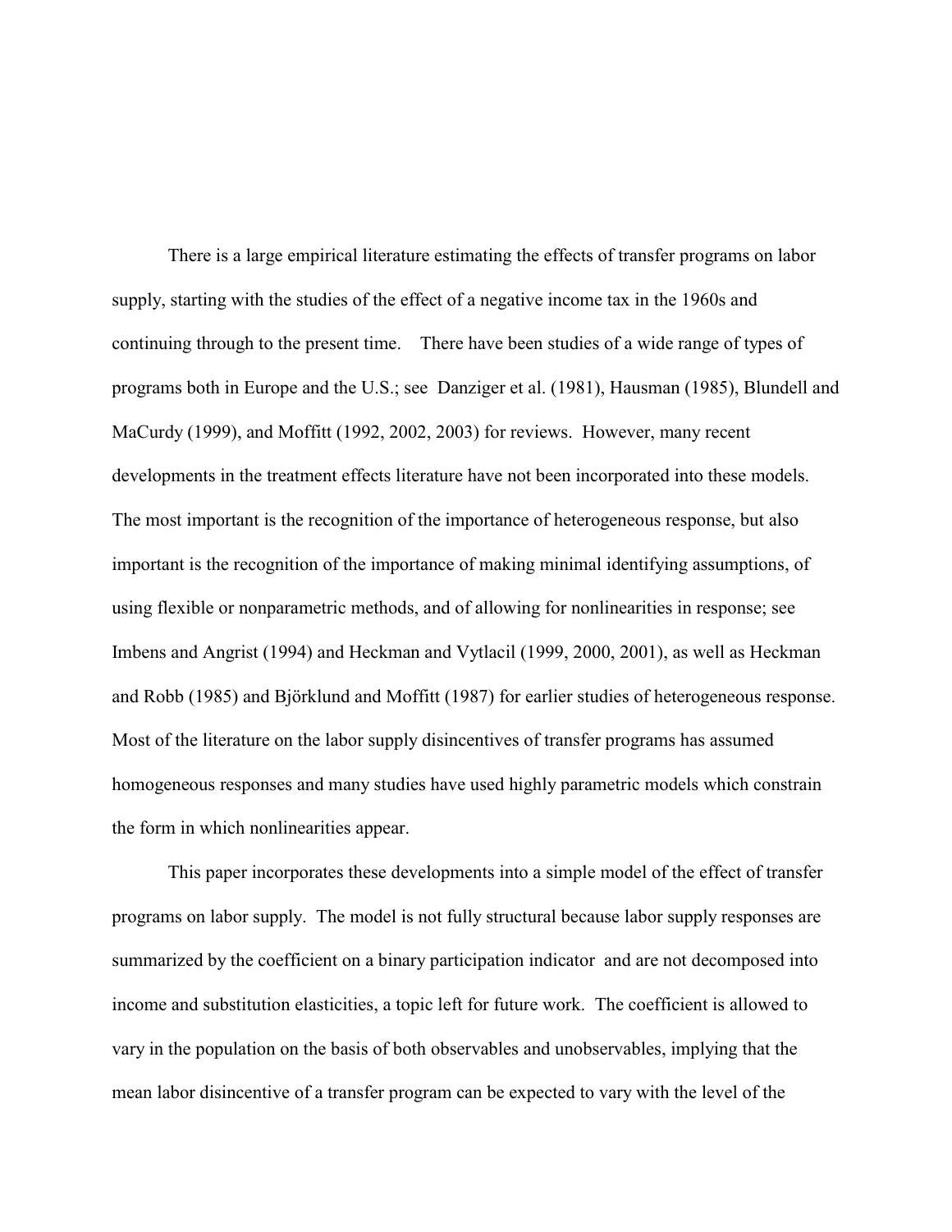There is a large empirical literature estimating the effects of transfer programs on labor supply, starting with the studies of the effect of a negative income tax in the 1960s and continuing through to the present time. There have been studies of a wide range of types of programs both in Europe and the U.S.; see Danziger et al. (1981), Hausman (1985), Blundell and MaCurdy (1999), and Moffitt (1992, 2002, 2003) for reviews. However, many recent developments in the treatment effects literature have not been incorporated into these models. The most important is the recognition of the importance of heterogeneous response, but also important is the recognition of the importance of making minimal identifying assumptions, of using flexible or nonparametric methods, and of allowing for nonlinearities in response; see Imbens and Angrist (1994) and Heckman and Vytlacil (1999, 2000, 2001), as well as Heckman and Robb (1985) and Björklund and Moffitt (1987) for earlier studies of heterogeneous response. Most of the literature on the labor supply disincentives of transfer programs has assumed homogeneous responses and many studies have used highly parametric models which constrain the form in which nonlinearities appear.

This paper incorporates these developments into a simple model of the effect of transfer programs on labor supply. The model is not fully structural because labor supply responses are summarized by the coefficient on a binary participation indicator and are not decomposed into income and substitution elasticities, a topic left for future work. The coefficient is allowed to vary in the population on the basis of both observables and unobservables, implying that the mean labor disincentive of a transfer program can be expected to vary with the level of the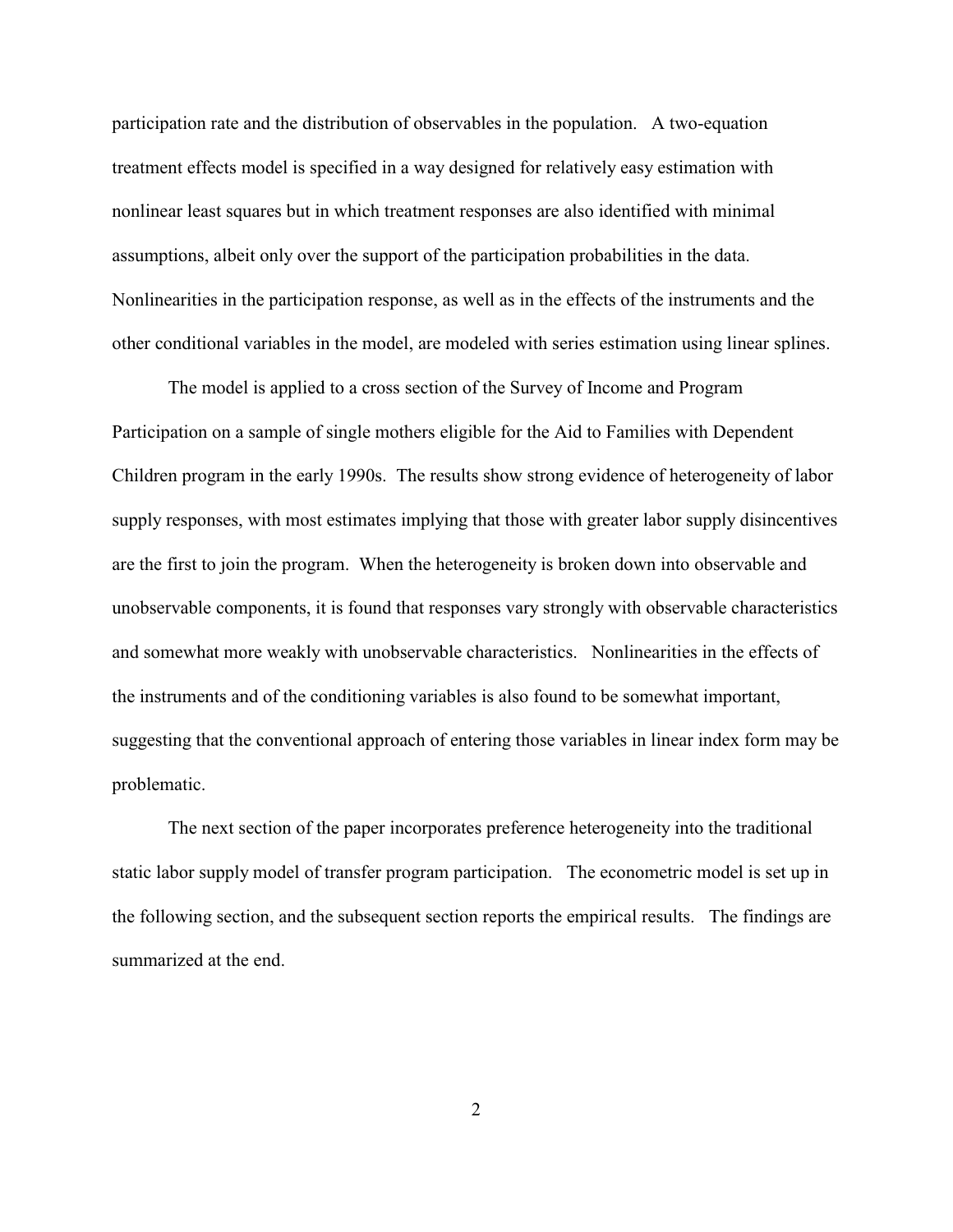participation rate and the distribution of observables in the population. A two-equation treatment effects model is specified in a way designed for relatively easy estimation with nonlinear least squares but in which treatment responses are also identified with minimal assumptions, albeit only over the support of the participation probabilities in the data. Nonlinearities in the participation response, as well as in the effects of the instruments and the other conditional variables in the model, are modeled with series estimation using linear splines.

The model is applied to a cross section of the Survey of Income and Program Participation on a sample of single mothers eligible for the Aid to Families with Dependent Children program in the early 1990s. The results show strong evidence of heterogeneity of labor supply responses, with most estimates implying that those with greater labor supply disincentives are the first to join the program. When the heterogeneity is broken down into observable and unobservable components, it is found that responses vary strongly with observable characteristics and somewhat more weakly with unobservable characteristics. Nonlinearities in the effects of the instruments and of the conditioning variables is also found to be somewhat important, suggesting that the conventional approach of entering those variables in linear index form may be problematic.

The next section of the paper incorporates preference heterogeneity into the traditional static labor supply model of transfer program participation. The econometric model is set up in the following section, and the subsequent section reports the empirical results. The findings are summarized at the end.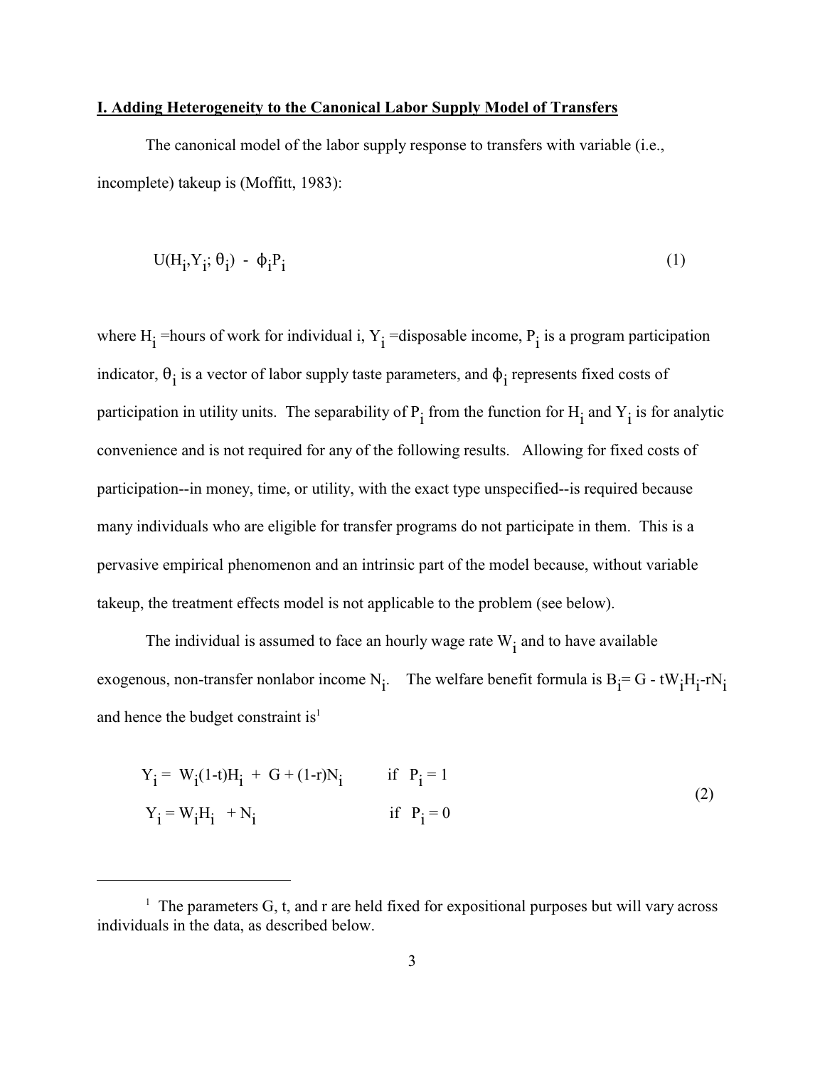## I. Adding Heterogeneity to the Canonical Labor Supply Model of Transfers

The canonical model of the labor supply response to transfers with variable (i.e., incomplete) takeup is (Moffitt, 1983):

$$U(H_i, Y_i; \theta_i) - \phi_i P_i \tag{1}$$

where $H_i$ =hours of work for individual i, $Y_i$ =disposable income, $P_i$ is a program participation indicator, $\theta_i$ is a vector of labor supply taste parameters, and $\phi_i$ represents fixed costs of participation in utility units. The separability of $P_i$ from the function for $H_i$ and $Y_i$ is for analytic convenience and is not required for any of the following results. Allowing for fixed costs of participation--in money, time, or utility, with the exact type unspecified--is required because many individuals who are eligible for transfer programs do not participate in them. This is a pervasive empirical phenomenon and an intrinsic part of the model because, without variable takeup, the treatment effects model is not applicable to the problem (see below).

The individual is assumed to face an hourly wage rate $W_i$ and to have available exogenous, non-transfer nonlabor income $N_i$. The welfare benefit formula is $B_i = G - tW_iH_i - rN_i$ and hence the budget constraint is[1]

$$
\begin{aligned}
Y_i &= W_i(1-t)H_i + G + (1-r)N_i \qquad &\text{if } P_i = 1 \\
Y_i &= W_iH_i + N_i \qquad &\text{if } P_i = 0
\end{aligned}
\tag{2}
$$

[1] The parameters G, t, and r are held fixed for expositional purposes but will vary across individuals in the data, as described below.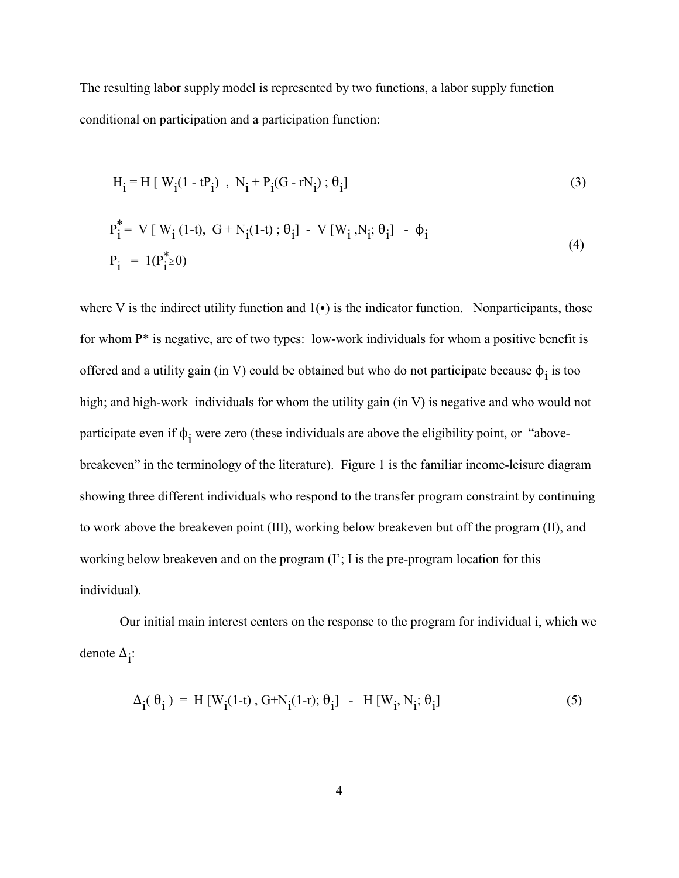The resulting labor supply model is represented by two functions, a labor supply function conditional on participation and a participation function:

$$H_i = H\,[\,W_i(1 - tP_i)\;,\;N_i + P_i(G - rN_i)\;;\theta_i] \tag{3}$$

$$\begin{aligned} P_i^* &= V\,[\,W_i\,(1\text{-}t),\;G + N_i(1\text{-}t)\;;\theta_i] \;-\; V\,[W_i\,,N_i;\,\theta_i] \;-\; \phi_i \\ P_i &= 1(P_i^* \geq 0) \end{aligned} \tag{4}$$

where V is the indirect utility function and 1(•) is the indicator function. Nonparticipants, those for whom P* is negative, are of two types: low-work individuals for whom a positive benefit is offered and a utility gain (in V) could be obtained but who do not participate because $\phi_i$ is too high; and high-work individuals for whom the utility gain (in V) is negative and who would not participate even if $\phi_i$ were zero (these individuals are above the eligibility point, or "above-breakeven" in the terminology of the literature). Figure 1 is the familiar income-leisure diagram showing three different individuals who respond to the transfer program constraint by continuing to work above the breakeven point (III), working below breakeven but off the program (II), and working below breakeven and on the program (I'; I is the pre-program location for this individual).

Our initial main interest centers on the response to the program for individual i, which we denote $\Delta_i$:

$$\Delta_i(\,\theta_i\,) \;=\; H\,[W_i(1\text{-}t)\;,\;G\text{+}N_i(1\text{-}r);\,\theta_i] \;-\; H\,[W_i,\,N_i;\,\theta_i] \tag{5}$$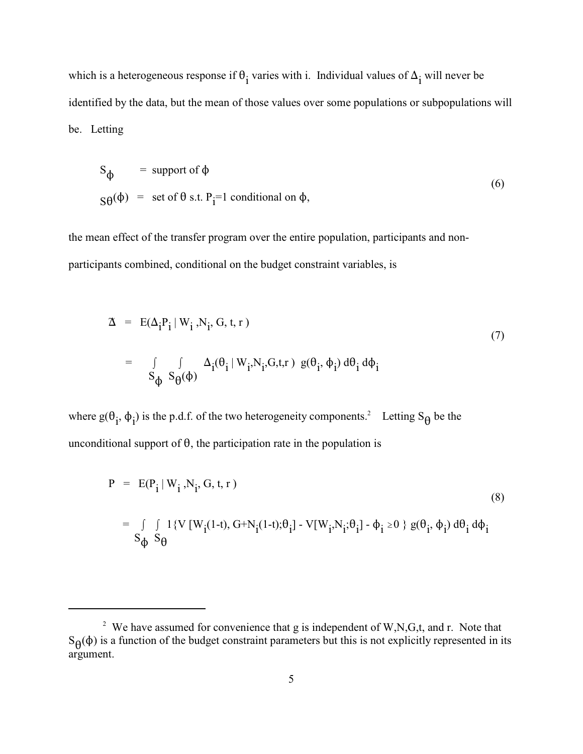which is a heterogeneous response if $\theta_i$ varies with i. Individual values of $\Delta_i$ will never be identified by the data, but the mean of those values over some populations or subpopulations will be. Letting

$$
\begin{aligned}
S_\phi &= \text{support of } \phi \\
S_\theta(\phi) &= \text{set of } \theta \text{ s.t. } P_i\text{=1 conditional on } \phi,
\end{aligned}
\tag{6}
$$

the mean effect of the transfer program over the entire population, participants and non-participants combined, conditional on the budget constraint variables, is

$$
\begin{aligned}
\bar{\Delta} &= E(\Delta_i P_i \mid W_i, N_i, G, t, r) \\
&= \int_{S_\phi} \int_{S_\theta(\phi)} \Delta_i(\theta_i \mid W_i, N_i, G, t, r)\; g(\theta_i, \phi_i)\, d\theta_i\, d\phi_i
\end{aligned}
\tag{7}
$$

where $g(\theta_i, \phi_i)$ is the p.d.f. of the two heterogeneity components.[2] Letting $S_\theta$ be the unconditional support of $\theta$, the participation rate in the population is

$$
\begin{aligned}
P &= E(P_i \mid W_i, N_i, G, t, r) \\
&= \int_{S_\phi} \int_{S_\theta} 1\{V[W_i(1-t), G+N_i(1-t); \theta_i] - V[W_i, N_i; \theta_i] - \phi_i \geq 0\}\; g(\theta_i, \phi_i)\, d\theta_i\, d\phi_i
\end{aligned}
\tag{8}
$$

---

[2] We have assumed for convenience that g is independent of W,N,G,t, and r. Note that $S_\theta(\phi)$ is a function of the budget constraint parameters but this is not explicitly represented in its argument.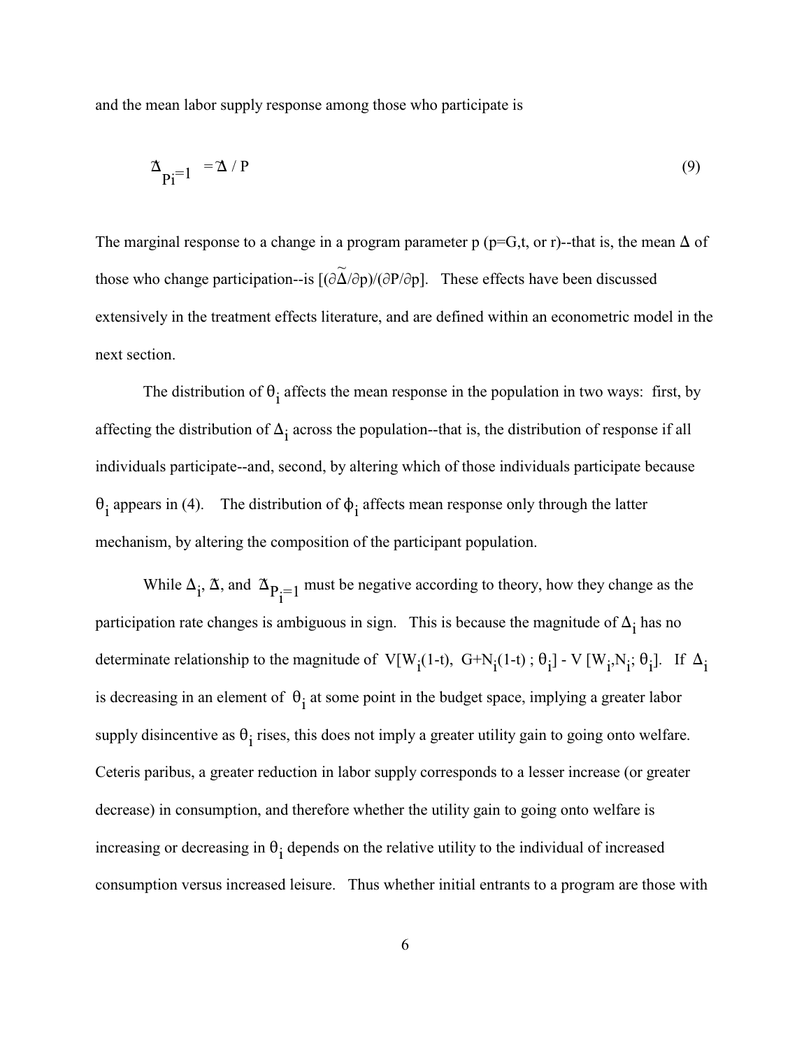and the mean labor supply response among those who participate is

$$\tilde{\Delta}_{P_i=1} = \tilde{\Delta} / P \tag{9}$$

The marginal response to a change in a program parameter p (p=G,t, or r)--that is, the mean $\Delta$ of those who change participation--is $[(\partial\tilde{\Delta}/\partial p)/(\partial P/\partial p]$. These effects have been discussed extensively in the treatment effects literature, and are defined within an econometric model in the next section.

The distribution of $\theta_i$ affects the mean response in the population in two ways: first, by affecting the distribution of $\Delta_i$ across the population--that is, the distribution of response if all individuals participate--and, second, by altering which of those individuals participate because $\theta_i$ appears in (4). The distribution of $\phi_i$ affects mean response only through the latter mechanism, by altering the composition of the participant population.

While $\Delta_i$, $\tilde{\Delta}$, and $\tilde{\Delta}_{P_i=1}$ must be negative according to theory, how they change as the participation rate changes is ambiguous in sign. This is because the magnitude of $\Delta_i$ has no determinate relationship to the magnitude of $V[W_i(1-t),\ G+N_i(1-t)\ ;\ \theta_i] - V[W_i,N_i;\ \theta_i]$. If $\Delta_i$ is decreasing in an element of $\theta_i$ at some point in the budget space, implying a greater labor supply disincentive as $\theta_i$ rises, this does not imply a greater utility gain to going onto welfare. Ceteris paribus, a greater reduction in labor supply corresponds to a lesser increase (or greater decrease) in consumption, and therefore whether the utility gain to going onto welfare is increasing or decreasing in $\theta_i$ depends on the relative utility to the individual of increased consumption versus increased leisure. Thus whether initial entrants to a program are those with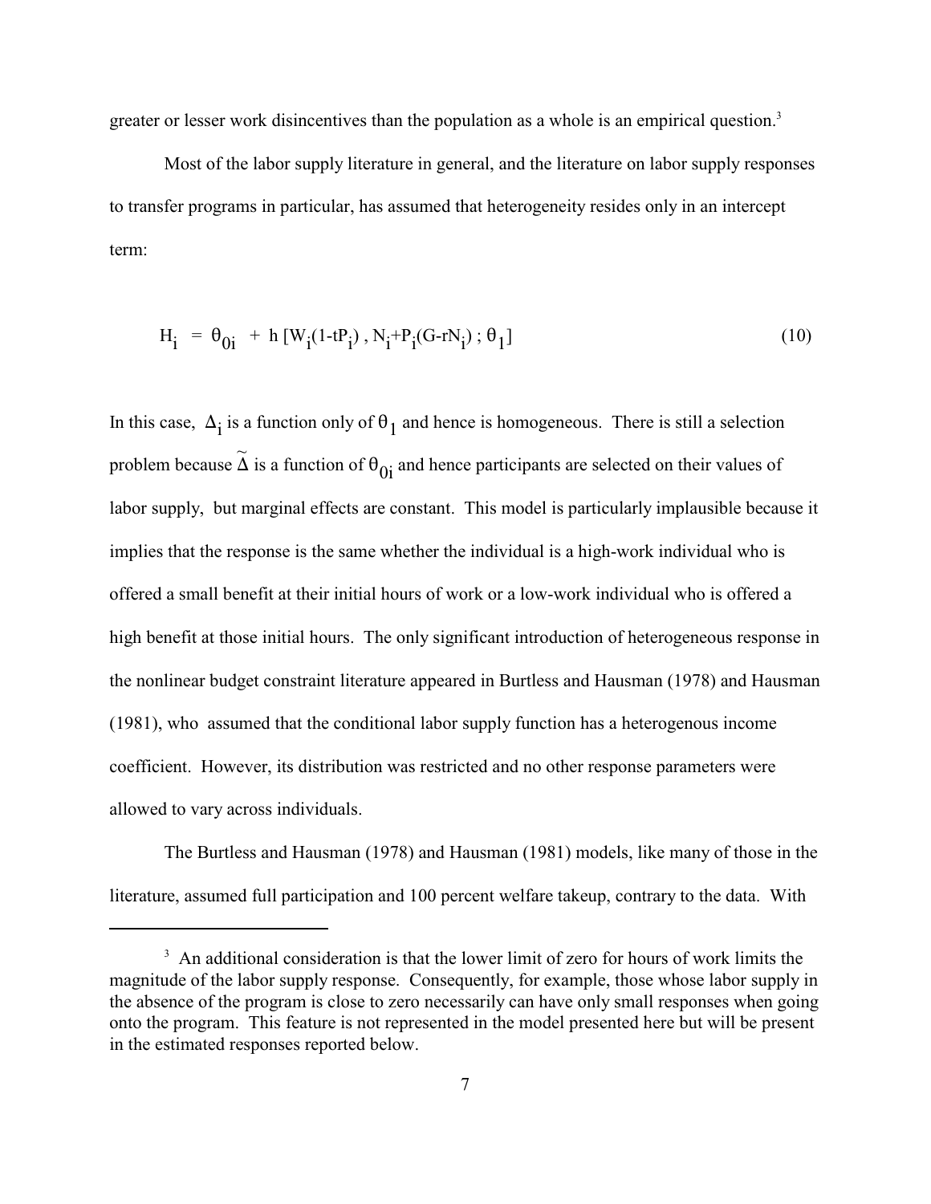greater or lesser work disincentives than the population as a whole is an empirical question.[3]

Most of the labor supply literature in general, and the literature on labor supply responses to transfer programs in particular, has assumed that heterogeneity resides only in an intercept term:

$$H_i = \theta_{0i} + h\,[W_i(1\text{-}tP_i)\,,\, N_i\text{+}P_i(G\text{-}rN_i)\,;\, \theta_1] \tag{10}$$

In this case, $\Delta_i$ is a function only of $\theta_1$ and hence is homogeneous. There is still a selection problem because $\widetilde{\Delta}$ is a function of $\theta_{0i}$ and hence participants are selected on their values of labor supply, but marginal effects are constant. This model is particularly implausible because it implies that the response is the same whether the individual is a high-work individual who is offered a small benefit at their initial hours of work or a low-work individual who is offered a high benefit at those initial hours. The only significant introduction of heterogeneous response in the nonlinear budget constraint literature appeared in Burtless and Hausman (1978) and Hausman (1981), who assumed that the conditional labor supply function has a heterogenous income coefficient. However, its distribution was restricted and no other response parameters were allowed to vary across individuals.

The Burtless and Hausman (1978) and Hausman (1981) models, like many of those in the literature, assumed full participation and 100 percent welfare takeup, contrary to the data. With

[3] An additional consideration is that the lower limit of zero for hours of work limits the magnitude of the labor supply response. Consequently, for example, those whose labor supply in the absence of the program is close to zero necessarily can have only small responses when going onto the program. This feature is not represented in the model presented here but will be present in the estimated responses reported below.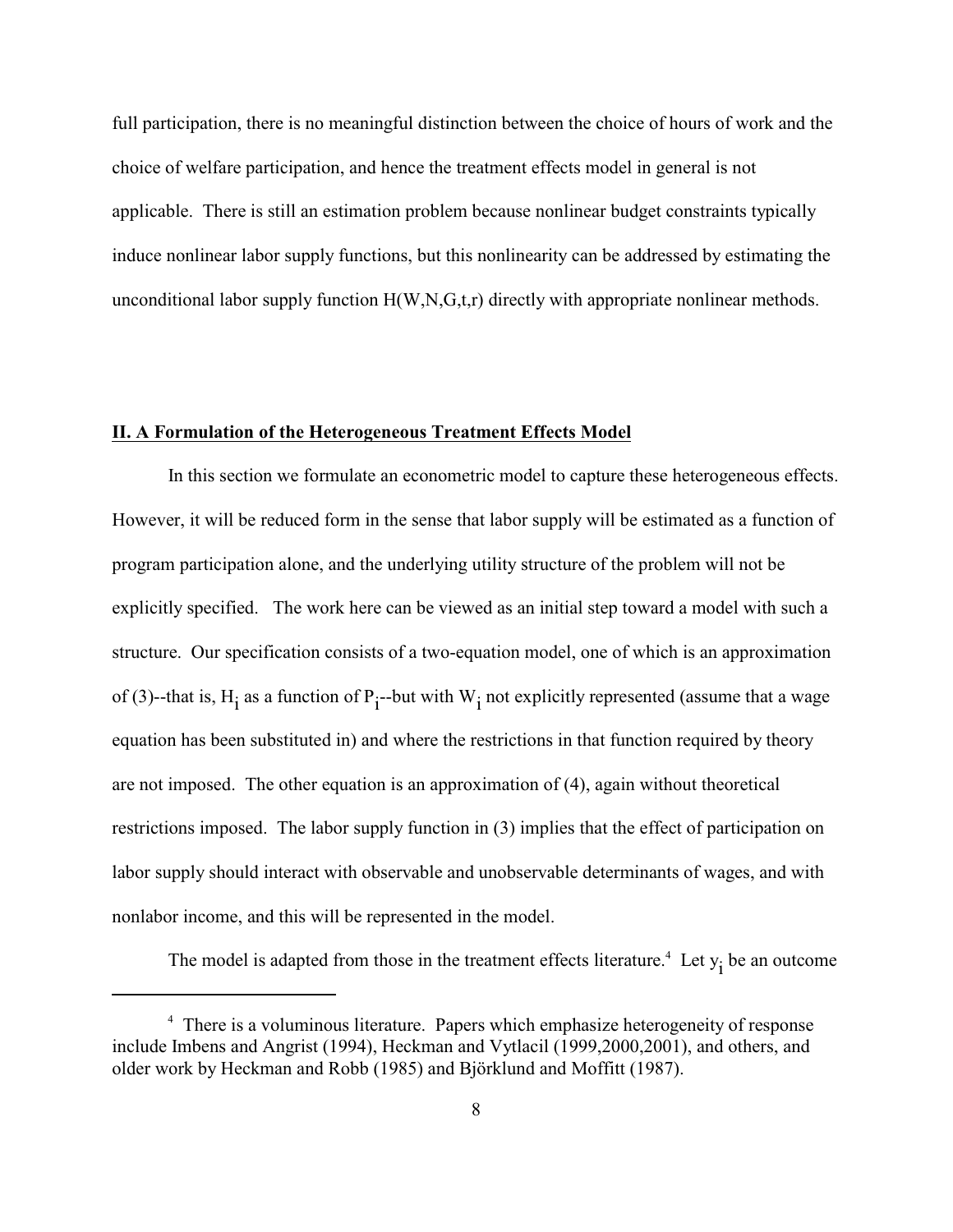full participation, there is no meaningful distinction between the choice of hours of work and the choice of welfare participation, and hence the treatment effects model in general is not applicable. There is still an estimation problem because nonlinear budget constraints typically induce nonlinear labor supply functions, but this nonlinearity can be addressed by estimating the unconditional labor supply function H(W,N,G,t,r) directly with appropriate nonlinear methods.

## **II. A Formulation of the Heterogeneous Treatment Effects Model**

In this section we formulate an econometric model to capture these heterogeneous effects. However, it will be reduced form in the sense that labor supply will be estimated as a function of program participation alone, and the underlying utility structure of the problem will not be explicitly specified. The work here can be viewed as an initial step toward a model with such a structure. Our specification consists of a two-equation model, one of which is an approximation of (3)--that is, $H_i$ as a function of $P_i$--but with $W_i$ not explicitly represented (assume that a wage equation has been substituted in) and where the restrictions in that function required by theory are not imposed. The other equation is an approximation of (4), again without theoretical restrictions imposed. The labor supply function in (3) implies that the effect of participation on labor supply should interact with observable and unobservable determinants of wages, and with nonlabor income, and this will be represented in the model.

The model is adapted from those in the treatment effects literature.[4] Let $y_i$ be an outcome

[4] There is a voluminous literature. Papers which emphasize heterogeneity of response include Imbens and Angrist (1994), Heckman and Vytlacil (1999,2000,2001), and others, and older work by Heckman and Robb (1985) and Björklund and Moffitt (1987).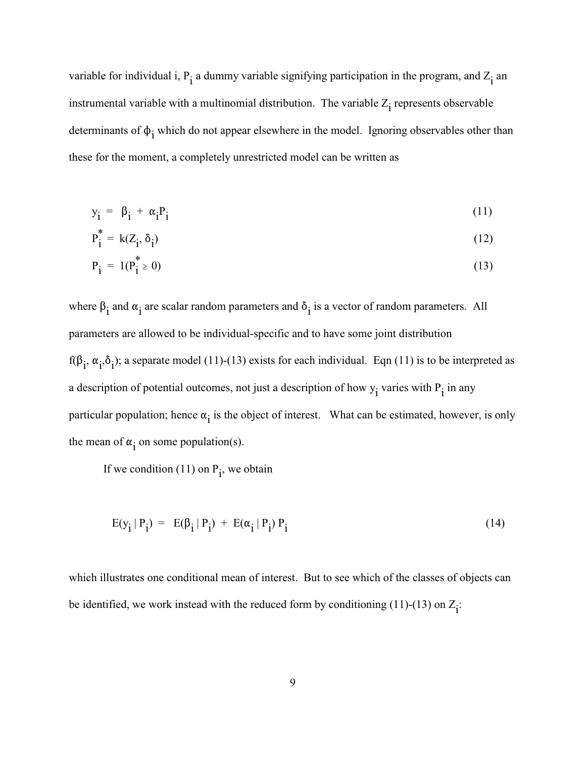variable for individual i, $P_i$ a dummy variable signifying participation in the program, and $Z_i$ an instrumental variable with a multinomial distribution. The variable $Z_i$ represents observable determinants of $\phi_i$ which do not appear elsewhere in the model. Ignoring observables other than these for the moment, a completely unrestricted model can be written as

$$y_i = \beta_i + \alpha_i P_i \tag{11}$$

$$P_i^* = k(Z_i, \delta_i) \tag{12}$$

$$P_i = 1(P_i^* \geq 0) \tag{13}$$

where $\beta_i$ and $\alpha_i$ are scalar random parameters and $\delta_i$ is a vector of random parameters. All parameters are allowed to be individual-specific and to have some joint distribution $f(\beta_i, \alpha_i, \delta_i)$; a separate model (11)-(13) exists for each individual. Eqn (11) is to be interpreted as a description of potential outcomes, not just a description of how $y_i$ varies with $P_i$ in any particular population; hence $\alpha_i$ is the object of interest. What can be estimated, however, is only the mean of $\alpha_i$ on some population(s).

If we condition (11) on $P_i$, we obtain

$$E(y_i \mid P_i) = E(\beta_i \mid P_i) + E(\alpha_i \mid P_i) P_i \tag{14}$$

which illustrates one conditional mean of interest. But to see which of the classes of objects can be identified, we work instead with the reduced form by conditioning (11)-(13) on $Z_i$: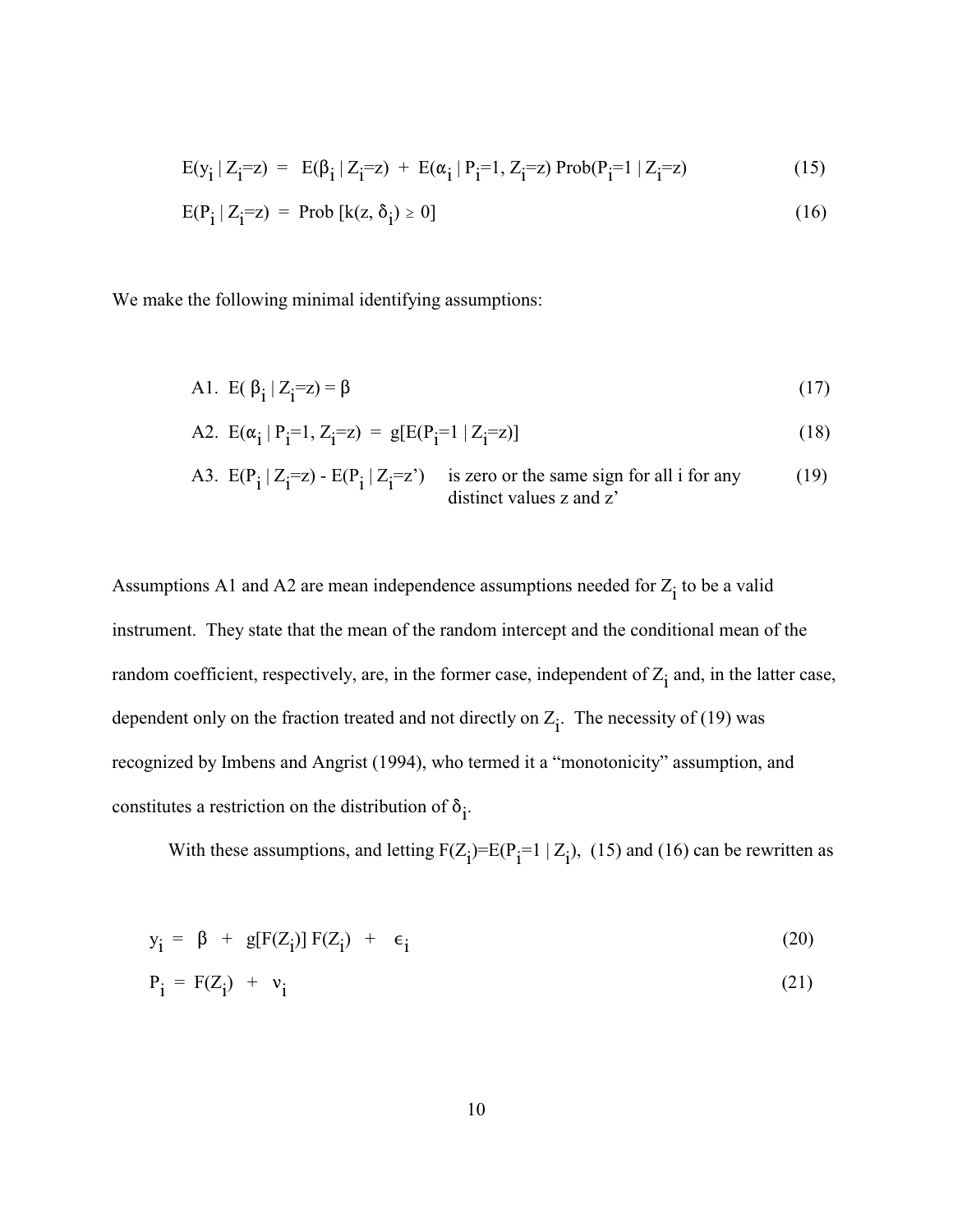$$E(y_i \mid Z_i{=}z) \;=\; E(\beta_i \mid Z_i{=}z) \;+\; E(\alpha_i \mid P_i{=}1, Z_i{=}z)\, \text{Prob}(P_i{=}1 \mid Z_i{=}z) \tag{15}$$

$$E(P_i \mid Z_i{=}z) \;=\; \text{Prob}\,[k(z, \delta_i) \geq 0] \tag{16}$$

We make the following minimal identifying assumptions:

A1. $E(\beta_i \mid Z_i{=}z) = \beta$ (17)

A2. $E(\alpha_i \mid P_i{=}1, Z_i{=}z) \;=\; g[E(P_i{=}1 \mid Z_i{=}z)]$ (18)

A3. $E(P_i \mid Z_i{=}z) - E(P_i \mid Z_i{=}z')$ is zero or the same sign for all i for any distinct values z and z' (19)

Assumptions A1 and A2 are mean independence assumptions needed for $Z_i$ to be a valid instrument. They state that the mean of the random intercept and the conditional mean of the random coefficient, respectively, are, in the former case, independent of $Z_i$ and, in the latter case, dependent only on the fraction treated and not directly on $Z_i$. The necessity of (19) was recognized by Imbens and Angrist (1994), who termed it a "monotonicity" assumption, and constitutes a restriction on the distribution of $\delta_i$.

With these assumptions, and letting $F(Z_i){=}E(P_i{=}1 \mid Z_i)$, (15) and (16) can be rewritten as

$$y_i \;=\; \beta \;+\; g[F(Z_i)]\,F(Z_i) \;+\; \epsilon_i \tag{20}$$

$$P_i \;=\; F(Z_i) \;+\; \nu_i \tag{21}$$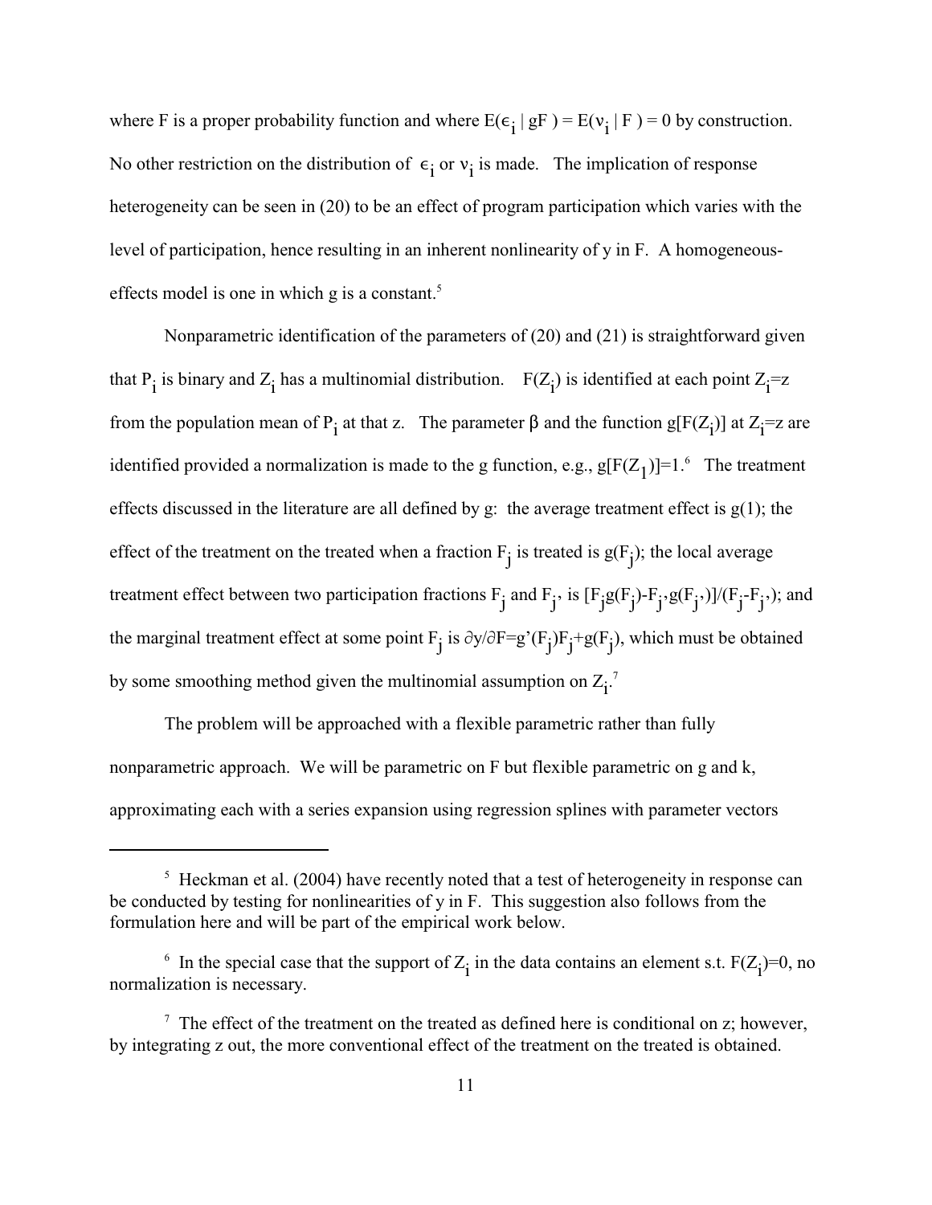where F is a proper probability function and where $E(\epsilon_i \mid gF) = E(\nu_i \mid F) = 0$ by construction. No other restriction on the distribution of $\epsilon_i$ or $\nu_i$ is made. The implication of response heterogeneity can be seen in (20) to be an effect of program participation which varies with the level of participation, hence resulting in an inherent nonlinearity of y in F. A homogeneous-effects model is one in which g is a constant.[5]

Nonparametric identification of the parameters of (20) and (21) is straightforward given that $P_i$ is binary and $Z_i$ has a multinomial distribution. $F(Z_i)$ is identified at each point $Z_i$=z from the population mean of $P_i$ at that z. The parameter $\beta$ and the function $g[F(Z_i)]$ at $Z_i$=z are identified provided a normalization is made to the g function, e.g., $g[F(Z_1)]=1$.[6] The treatment effects discussed in the literature are all defined by g: the average treatment effect is g(1); the effect of the treatment on the treated when a fraction $F_j$ is treated is $g(F_j)$; the local average treatment effect between two participation fractions $F_j$ and $F_{j'}$ is $[F_j g(F_j)-F_{j'} g(F_{j'})]/(F_j-F_{j'})$; and the marginal treatment effect at some point $F_j$ is $\partial y/\partial F = g'(F_j)F_j + g(F_j)$, which must be obtained by some smoothing method given the multinomial assumption on $Z_i$.[7]

The problem will be approached with a flexible parametric rather than fully nonparametric approach. We will be parametric on F but flexible parametric on g and k, approximating each with a series expansion using regression splines with parameter vectors

---

[5] Heckman et al. (2004) have recently noted that a test of heterogeneity in response can be conducted by testing for nonlinearities of y in F. This suggestion also follows from the formulation here and will be part of the empirical work below.

[6] In the special case that the support of $Z_i$ in the data contains an element s.t. $F(Z_i)=0$, no normalization is necessary.

[7] The effect of the treatment on the treated as defined here is conditional on z; however, by integrating z out, the more conventional effect of the treatment on the treated is obtained.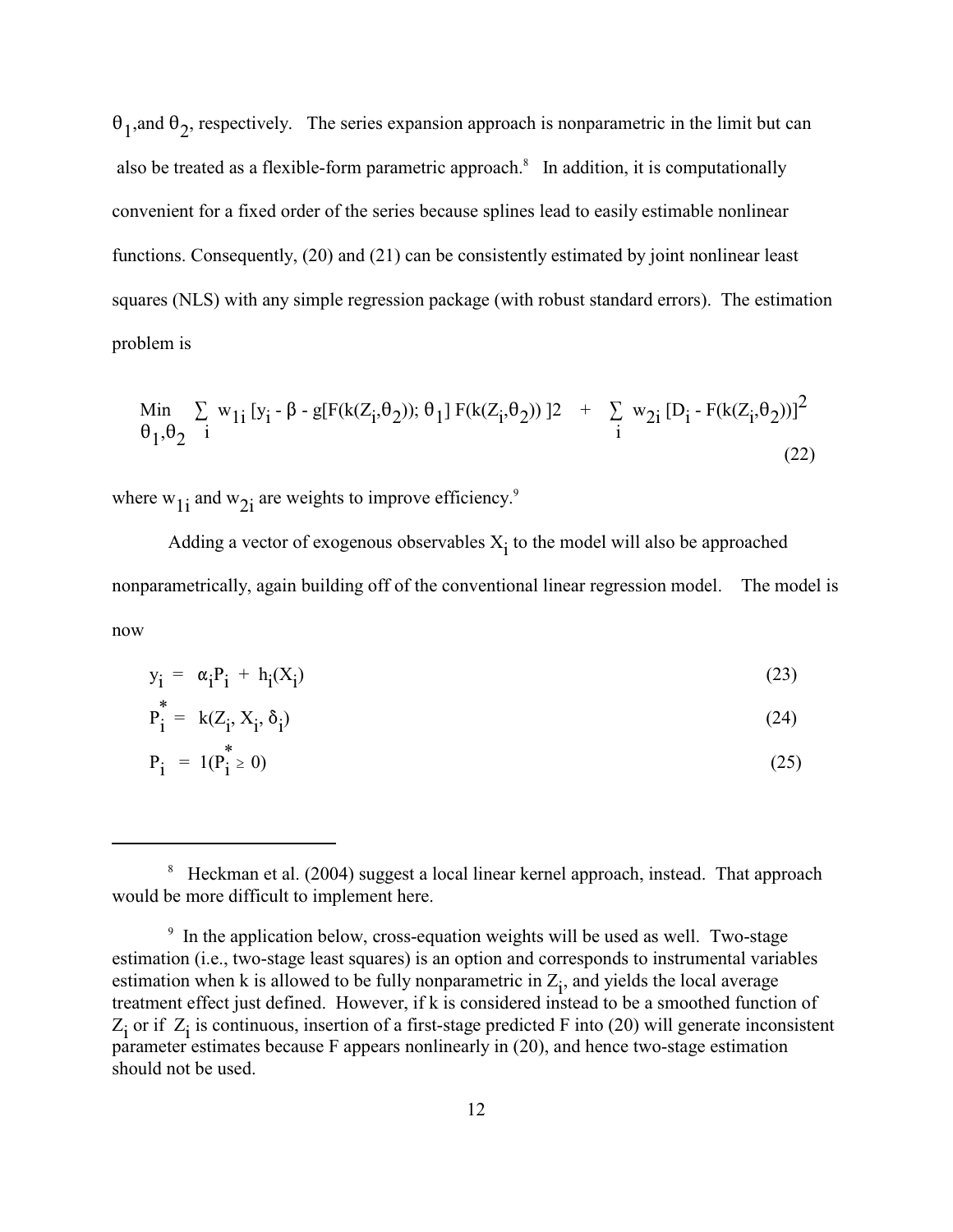$\theta_1$,and $\theta_2$, respectively. The series expansion approach is nonparametric in the limit but can also be treated as a flexible-form parametric approach.[8] In addition, it is computationally convenient for a fixed order of the series because splines lead to easily estimable nonlinear functions. Consequently, (20) and (21) can be consistently estimated by joint nonlinear least squares (NLS) with any simple regression package (with robust standard errors). The estimation problem is

$$\underset{\theta_1,\theta_2}{\text{Min}} \; \sum_i w_{1i} \, [y_i - \beta - g[F(k(Z_i,\theta_2)); \theta_1] \, F(k(Z_i,\theta_2)) \,]2 \;\; + \;\; \sum_i w_{2i} \, [D_i - F(k(Z_i,\theta_2))]^2 \tag{22}$$

where $w_{1i}$ and $w_{2i}$ are weights to improve efficiency.[9]

Adding a vector of exogenous observables $X_i$ to the model will also be approached nonparametrically, again building off of the conventional linear regression model. The model is now

$$y_i = \alpha_i P_i + h_i(X_i) \tag{23}$$

$$P_i^* = k(Z_i, X_i, \delta_i) \tag{24}$$

$$P_i = 1(P_i^* \geq 0) \tag{25}$$

---

[8] Heckman et al. (2004) suggest a local linear kernel approach, instead. That approach would be more difficult to implement here.

[9] In the application below, cross-equation weights will be used as well. Two-stage estimation (i.e., two-stage least squares) is an option and corresponds to instrumental variables estimation when k is allowed to be fully nonparametric in $Z_i$, and yields the local average treatment effect just defined. However, if k is considered instead to be a smoothed function of $Z_i$ or if $Z_i$ is continuous, insertion of a first-stage predicted F into (20) will generate inconsistent parameter estimates because F appears nonlinearly in (20), and hence two-stage estimation should not be used.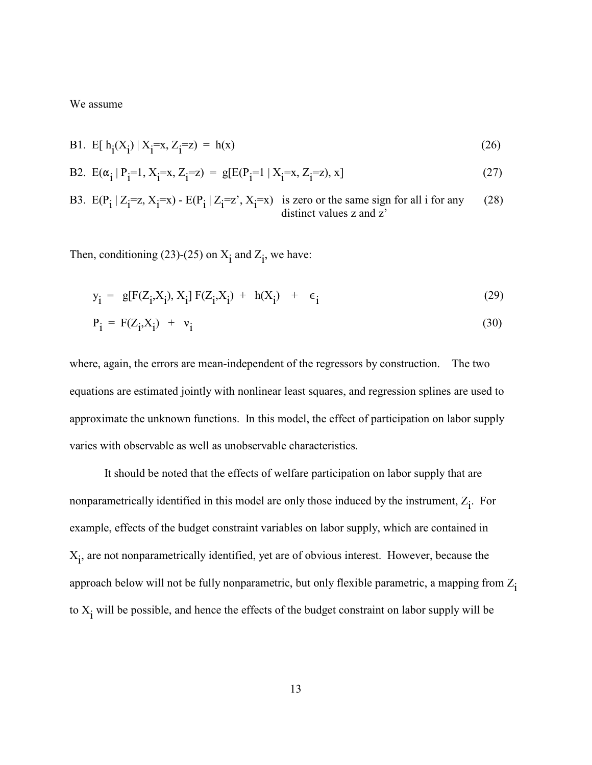We assume

$$\text{B1.}\quad E[\, h_i(X_i) \mid X_i{=}x, Z_i{=}z) \;=\; h(x) \tag{26}$$

$$\text{B2.}\quad E(\alpha_i \mid P_i{=}1, X_i{=}x, Z_i{=}z) \;=\; g[E(P_i{=}1 \mid X_i{=}x, Z_i{=}z), x] \tag{27}$$

$$\text{B3.}\quad E(P_i \mid Z_i{=}z, X_i{=}x) - E(P_i \mid Z_i{=}z', X_i{=}x) \;\; \text{is zero or the same sign for all i for any distinct values z and z'} \tag{28}$$

Then, conditioning (23)-(25) on $X_i$ and $Z_i$, we have:

$$y_i \;=\; g[F(Z_i,X_i), X_i]\, F(Z_i,X_i) \;+\; h(X_i) \;+\; \epsilon_i \tag{29}$$

$$P_i \;=\; F(Z_i,X_i) \;+\; \nu_i \tag{30}$$

where, again, the errors are mean-independent of the regressors by construction. The two equations are estimated jointly with nonlinear least squares, and regression splines are used to approximate the unknown functions. In this model, the effect of participation on labor supply varies with observable as well as unobservable characteristics.

It should be noted that the effects of welfare participation on labor supply that are nonparametrically identified in this model are only those induced by the instrument, $Z_i$. For example, effects of the budget constraint variables on labor supply, which are contained in $X_i$, are not nonparametrically identified, yet are of obvious interest. However, because the approach below will not be fully nonparametric, but only flexible parametric, a mapping from $Z_i$ to $X_i$ will be possible, and hence the effects of the budget constraint on labor supply will be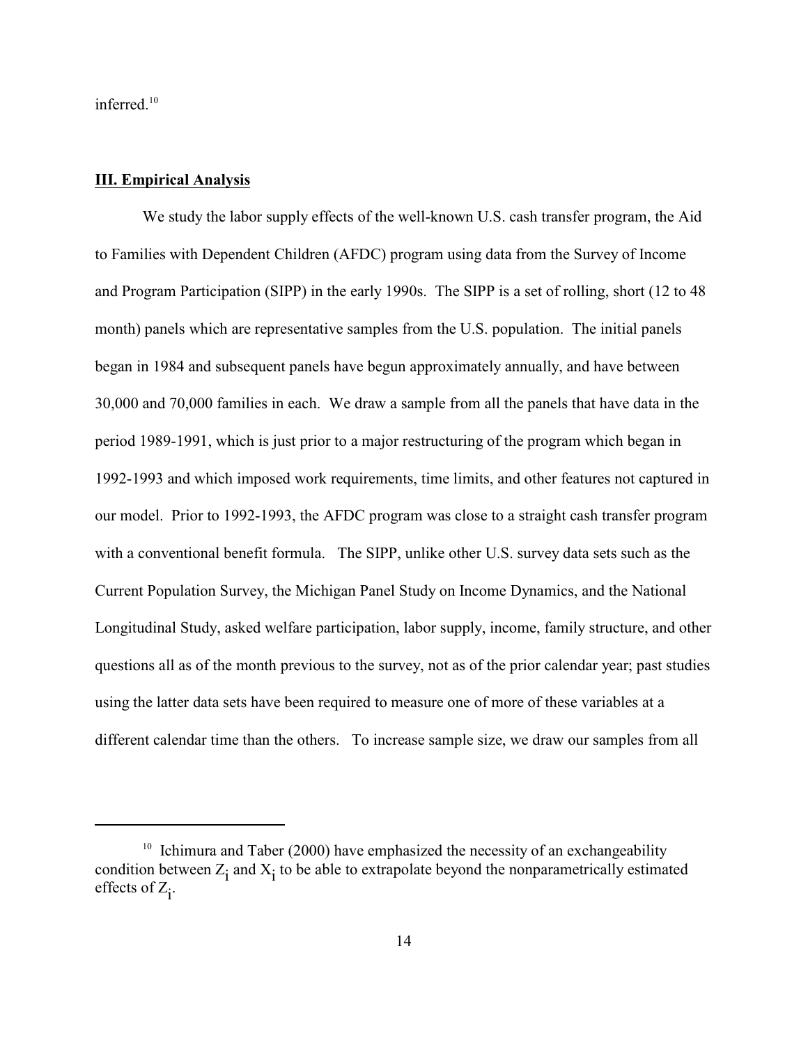inferred.[10]

## III. Empirical Analysis

We study the labor supply effects of the well-known U.S. cash transfer program, the Aid to Families with Dependent Children (AFDC) program using data from the Survey of Income and Program Participation (SIPP) in the early 1990s. The SIPP is a set of rolling, short (12 to 48 month) panels which are representative samples from the U.S. population. The initial panels began in 1984 and subsequent panels have begun approximately annually, and have between 30,000 and 70,000 families in each. We draw a sample from all the panels that have data in the period 1989-1991, which is just prior to a major restructuring of the program which began in 1992-1993 and which imposed work requirements, time limits, and other features not captured in our model. Prior to 1992-1993, the AFDC program was close to a straight cash transfer program with a conventional benefit formula. The SIPP, unlike other U.S. survey data sets such as the Current Population Survey, the Michigan Panel Study on Income Dynamics, and the National Longitudinal Study, asked welfare participation, labor supply, income, family structure, and other questions all as of the month previous to the survey, not as of the prior calendar year; past studies using the latter data sets have been required to measure one of more of these variables at a different calendar time than the others. To increase sample size, we draw our samples from all

---

[10] Ichimura and Taber (2000) have emphasized the necessity of an exchangeability condition between $Z_i$ and $X_i$ to be able to extrapolate beyond the nonparametrically estimated effects of $Z_i$.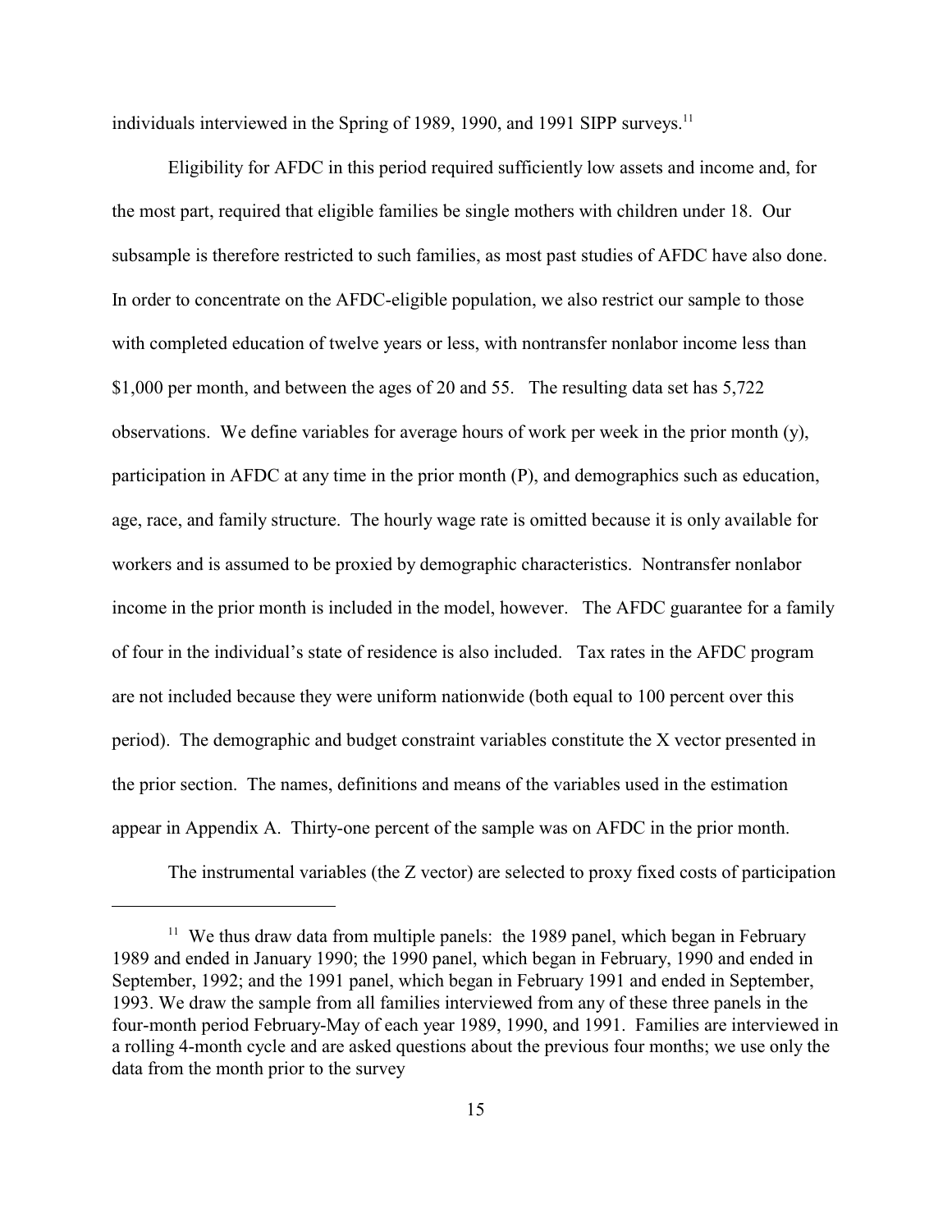individuals interviewed in the Spring of 1989, 1990, and 1991 SIPP surveys.[11]

Eligibility for AFDC in this period required sufficiently low assets and income and, for the most part, required that eligible families be single mothers with children under 18. Our subsample is therefore restricted to such families, as most past studies of AFDC have also done. In order to concentrate on the AFDC-eligible population, we also restrict our sample to those with completed education of twelve years or less, with nontransfer nonlabor income less than \$1,000 per month, and between the ages of 20 and 55. The resulting data set has 5,722 observations. We define variables for average hours of work per week in the prior month (y), participation in AFDC at any time in the prior month (P), and demographics such as education, age, race, and family structure. The hourly wage rate is omitted because it is only available for workers and is assumed to be proxied by demographic characteristics. Nontransfer nonlabor income in the prior month is included in the model, however. The AFDC guarantee for a family of four in the individual's state of residence is also included. Tax rates in the AFDC program are not included because they were uniform nationwide (both equal to 100 percent over this period). The demographic and budget constraint variables constitute the X vector presented in the prior section. The names, definitions and means of the variables used in the estimation appear in Appendix A. Thirty-one percent of the sample was on AFDC in the prior month.

The instrumental variables (the Z vector) are selected to proxy fixed costs of participation

---

[11] We thus draw data from multiple panels: the 1989 panel, which began in February 1989 and ended in January 1990; the 1990 panel, which began in February, 1990 and ended in September, 1992; and the 1991 panel, which began in February 1991 and ended in September, 1993. We draw the sample from all families interviewed from any of these three panels in the four-month period February-May of each year 1989, 1990, and 1991. Families are interviewed in a rolling 4-month cycle and are asked questions about the previous four months; we use only the data from the month prior to the survey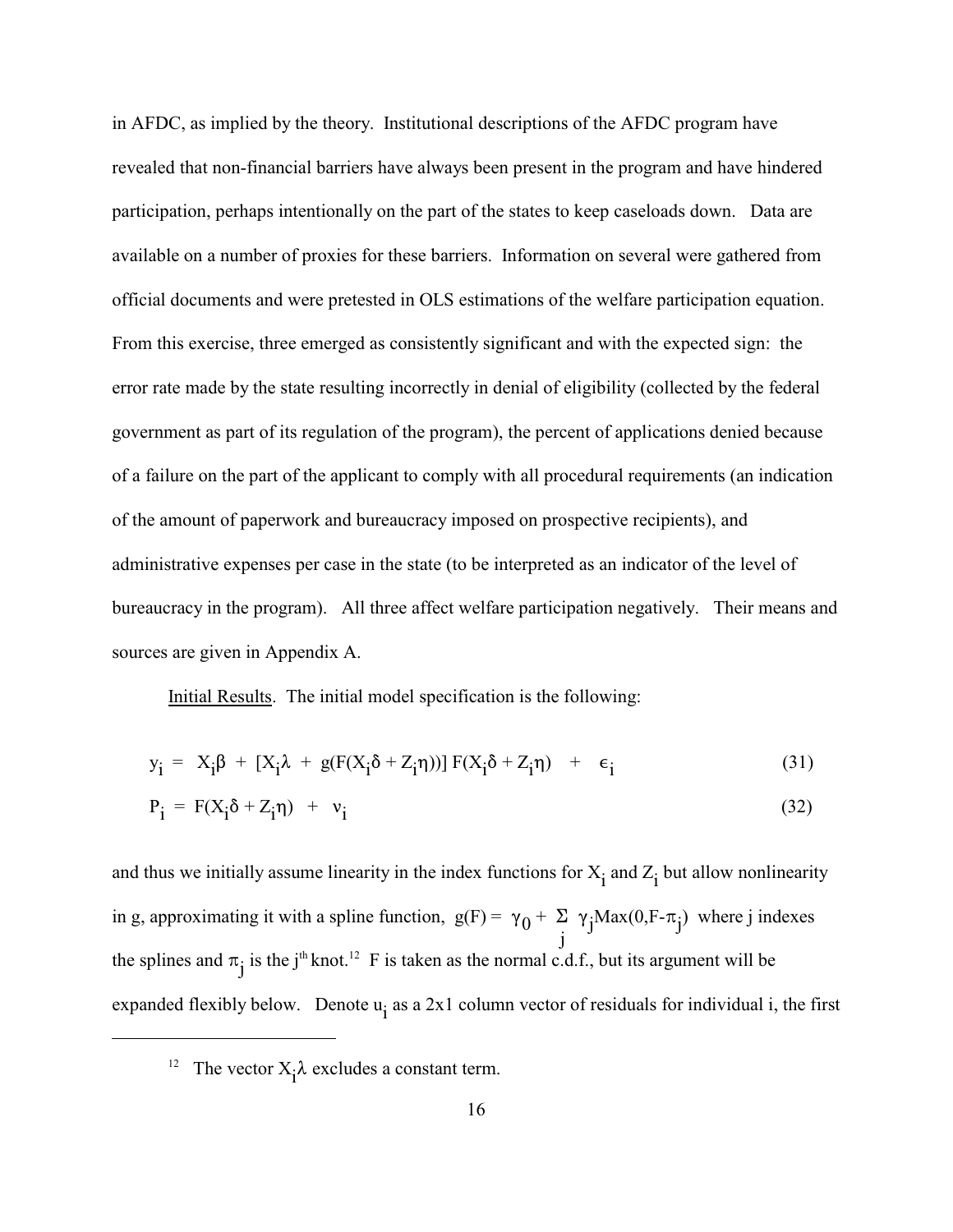in AFDC, as implied by the theory. Institutional descriptions of the AFDC program have revealed that non-financial barriers have always been present in the program and have hindered participation, perhaps intentionally on the part of the states to keep caseloads down. Data are available on a number of proxies for these barriers. Information on several were gathered from official documents and were pretested in OLS estimations of the welfare participation equation. From this exercise, three emerged as consistently significant and with the expected sign: the error rate made by the state resulting incorrectly in denial of eligibility (collected by the federal government as part of its regulation of the program), the percent of applications denied because of a failure on the part of the applicant to comply with all procedural requirements (an indication of the amount of paperwork and bureaucracy imposed on prospective recipients), and administrative expenses per case in the state (to be interpreted as an indicator of the level of bureaucracy in the program). All three affect welfare participation negatively. Their means and sources are given in Appendix A.

Initial Results. The initial model specification is the following:

$$y_i = X_i\beta + [X_i\lambda + g(F(X_i\delta + Z_i\eta))]\,F(X_i\delta + Z_i\eta) + \epsilon_i \tag{31}$$

$$P_i = F(X_i\delta + Z_i\eta) + \nu_i \tag{32}$$

and thus we initially assume linearity in the index functions for $X_i$ and $Z_i$ but allow nonlinearity in g, approximating it with a spline function, $g(F) = \gamma_0 + \sum_j \gamma_j \mathrm{Max}(0, F-\pi_j)$ where j indexes the splines and $\pi_j$ is the $j^{th}$ knot.[12] F is taken as the normal c.d.f., but its argument will be expanded flexibly below. Denote $u_i$ as a 2x1 column vector of residuals for individual i, the first

[12] The vector $X_i\lambda$ excludes a constant term.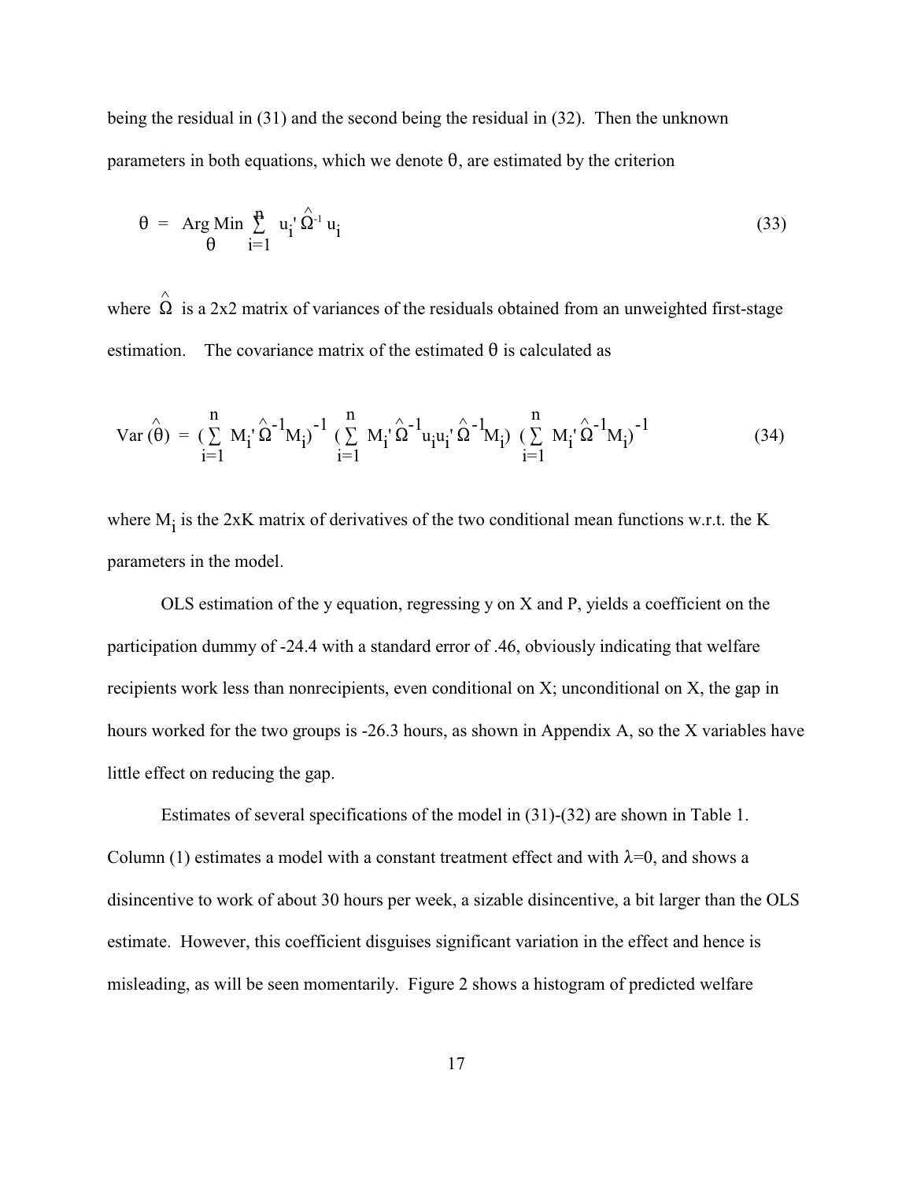being the residual in (31) and the second being the residual in (32). Then the unknown parameters in both equations, which we denote $\theta$, are estimated by the criterion

$$\theta = \underset{\theta}{\text{Arg Min}} \sum_{i=1}^{n} u_i' \hat{\Omega}^{-1} u_i \tag{33}$$

where $\hat{\Omega}$ is a 2x2 matrix of variances of the residuals obtained from an unweighted first-stage estimation. The covariance matrix of the estimated $\theta$ is calculated as

$$\text{Var}(\hat{\theta}) = \left(\sum_{i=1}^{n} M_i' \hat{\Omega}^{-1} M_i\right)^{-1} \left(\sum_{i=1}^{n} M_i' \hat{\Omega}^{-1} u_i u_i' \hat{\Omega}^{-1} M_i\right) \left(\sum_{i=1}^{n} M_i' \hat{\Omega}^{-1} M_i\right)^{-1} \tag{34}$$

where $M_i$ is the 2xK matrix of derivatives of the two conditional mean functions w.r.t. the K parameters in the model.

OLS estimation of the y equation, regressing y on X and P, yields a coefficient on the participation dummy of -24.4 with a standard error of .46, obviously indicating that welfare recipients work less than nonrecipients, even conditional on X; unconditional on X, the gap in hours worked for the two groups is -26.3 hours, as shown in Appendix A, so the X variables have little effect on reducing the gap.

Estimates of several specifications of the model in (31)-(32) are shown in Table 1. Column (1) estimates a model with a constant treatment effect and with $\lambda$=0, and shows a disincentive to work of about 30 hours per week, a sizable disincentive, a bit larger than the OLS estimate. However, this coefficient disguises significant variation in the effect and hence is misleading, as will be seen momentarily. Figure 2 shows a histogram of predicted welfare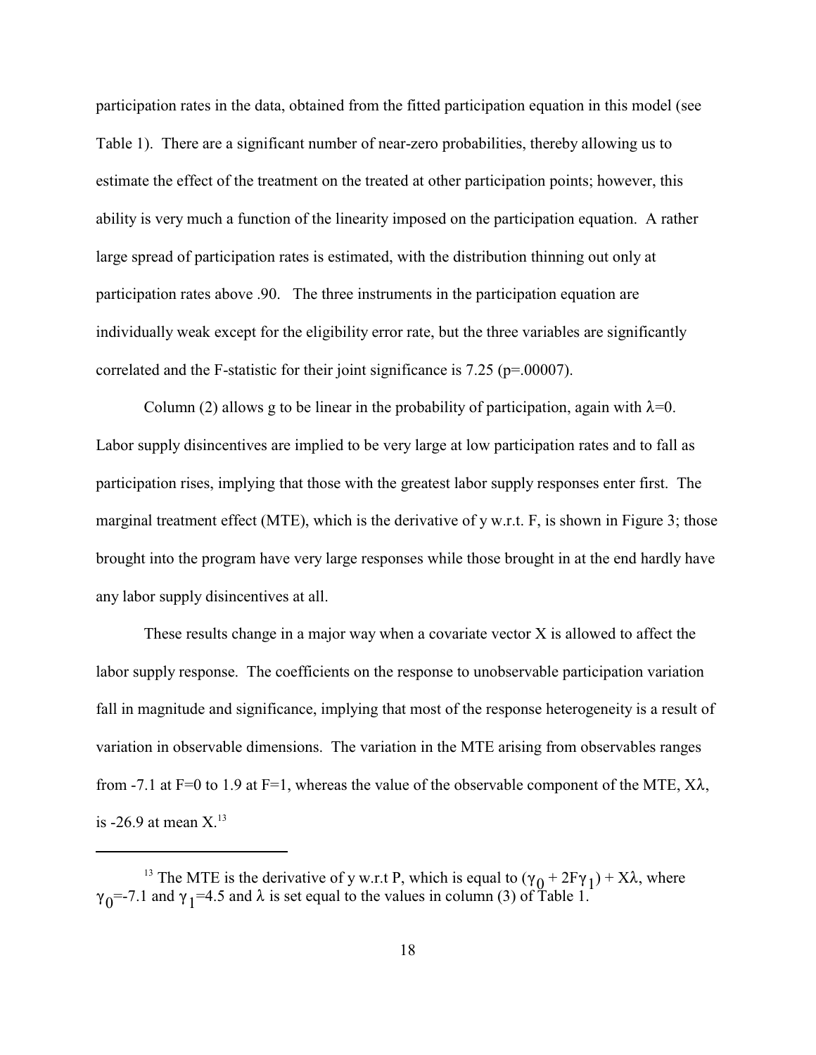participation rates in the data, obtained from the fitted participation equation in this model (see Table 1). There are a significant number of near-zero probabilities, thereby allowing us to estimate the effect of the treatment on the treated at other participation points; however, this ability is very much a function of the linearity imposed on the participation equation. A rather large spread of participation rates is estimated, with the distribution thinning out only at participation rates above .90. The three instruments in the participation equation are individually weak except for the eligibility error rate, but the three variables are significantly correlated and the F-statistic for their joint significance is 7.25 (p=.00007).

Column (2) allows g to be linear in the probability of participation, again with $\lambda$=0. Labor supply disincentives are implied to be very large at low participation rates and to fall as participation rises, implying that those with the greatest labor supply responses enter first. The marginal treatment effect (MTE), which is the derivative of y w.r.t. F, is shown in Figure 3; those brought into the program have very large responses while those brought in at the end hardly have any labor supply disincentives at all.

These results change in a major way when a covariate vector X is allowed to affect the labor supply response. The coefficients on the response to unobservable participation variation fall in magnitude and significance, implying that most of the response heterogeneity is a result of variation in observable dimensions. The variation in the MTE arising from observables ranges from -7.1 at F=0 to 1.9 at F=1, whereas the value of the observable component of the MTE, $X\lambda$, is -26.9 at mean X.[13]

---

[13] The MTE is the derivative of y w.r.t P, which is equal to $(\gamma_0 + 2F\gamma_1) + X\lambda$, where $\gamma_0$=-7.1 and $\gamma_1$=4.5 and $\lambda$ is set equal to the values in column (3) of Table 1.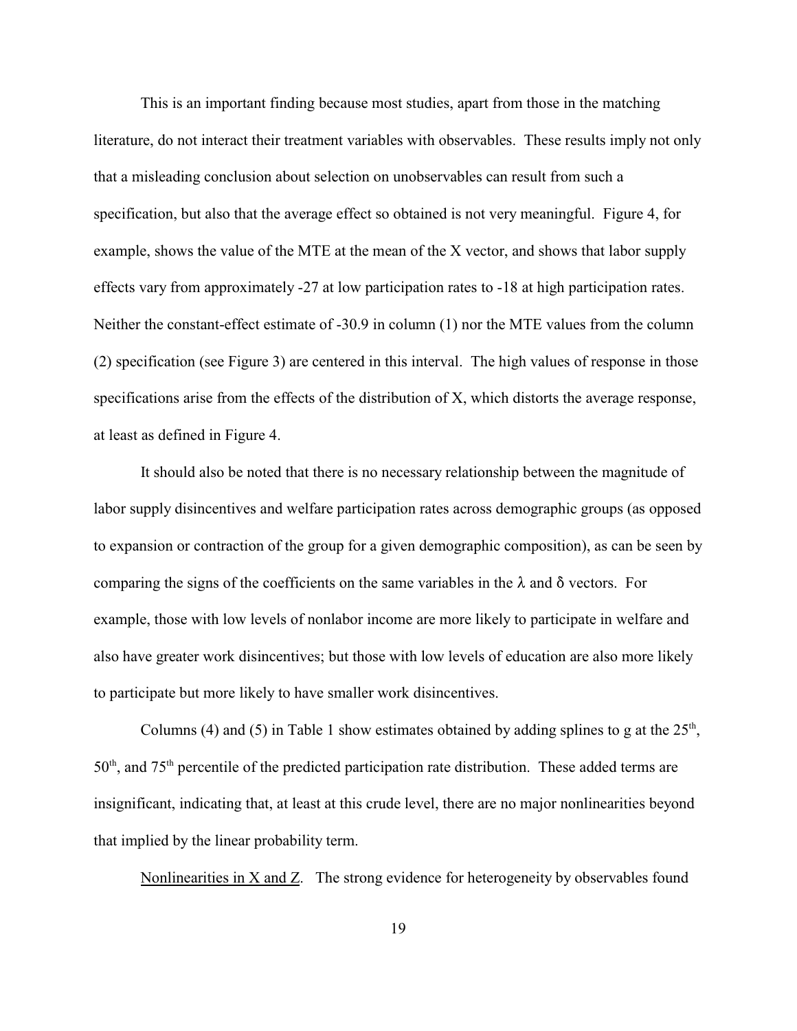This is an important finding because most studies, apart from those in the matching literature, do not interact their treatment variables with observables. These results imply not only that a misleading conclusion about selection on unobservables can result from such a specification, but also that the average effect so obtained is not very meaningful. Figure 4, for example, shows the value of the MTE at the mean of the X vector, and shows that labor supply effects vary from approximately -27 at low participation rates to -18 at high participation rates. Neither the constant-effect estimate of -30.9 in column (1) nor the MTE values from the column (2) specification (see Figure 3) are centered in this interval. The high values of response in those specifications arise from the effects of the distribution of X, which distorts the average response, at least as defined in Figure 4.

It should also be noted that there is no necessary relationship between the magnitude of labor supply disincentives and welfare participation rates across demographic groups (as opposed to expansion or contraction of the group for a given demographic composition), as can be seen by comparing the signs of the coefficients on the same variables in the $\lambda$ and $\delta$ vectors. For example, those with low levels of nonlabor income are more likely to participate in welfare and also have greater work disincentives; but those with low levels of education are also more likely to participate but more likely to have smaller work disincentives.

Columns (4) and (5) in Table 1 show estimates obtained by adding splines to g at the $25^{th}$, $50^{th}$, and $75^{th}$ percentile of the predicted participation rate distribution. These added terms are insignificant, indicating that, at least at this crude level, there are no major nonlinearities beyond that implied by the linear probability term.

<u>Nonlinearities in X and Z</u>. The strong evidence for heterogeneity by observables found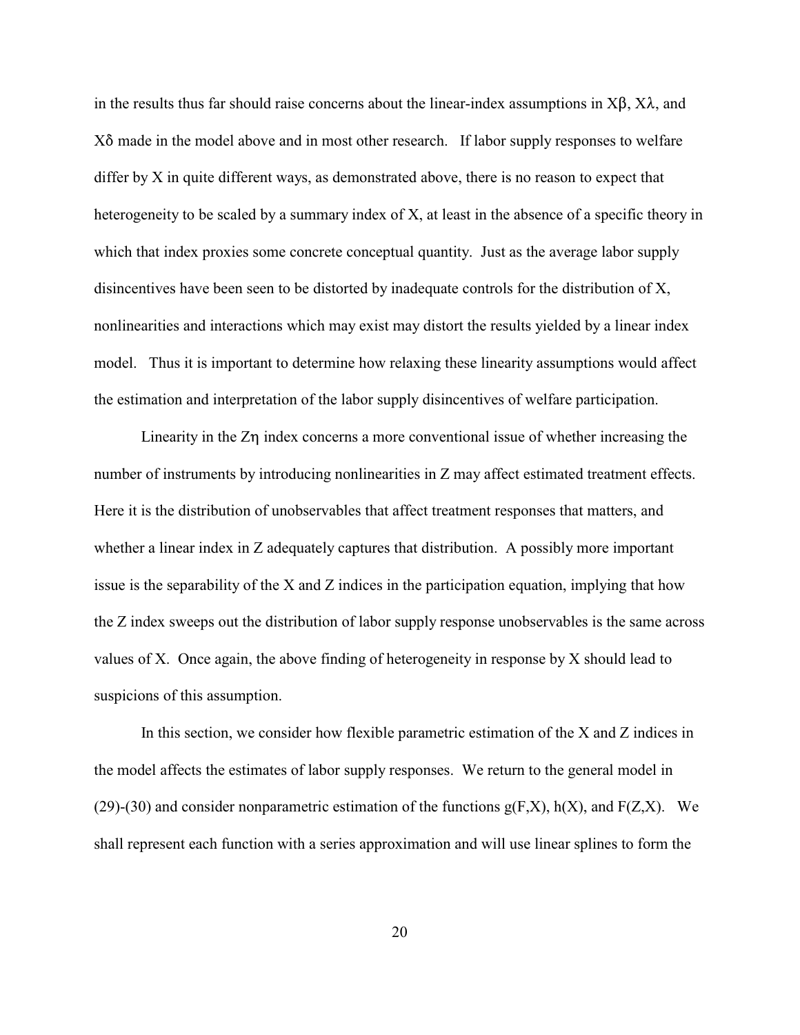in the results thus far should raise concerns about the linear-index assumptions in $X\beta$, $X\lambda$, and $X\delta$ made in the model above and in most other research. If labor supply responses to welfare differ by X in quite different ways, as demonstrated above, there is no reason to expect that heterogeneity to be scaled by a summary index of X, at least in the absence of a specific theory in which that index proxies some concrete conceptual quantity. Just as the average labor supply disincentives have been seen to be distorted by inadequate controls for the distribution of X, nonlinearities and interactions which may exist may distort the results yielded by a linear index model. Thus it is important to determine how relaxing these linearity assumptions would affect the estimation and interpretation of the labor supply disincentives of welfare participation.

Linearity in the $Z\eta$ index concerns a more conventional issue of whether increasing the number of instruments by introducing nonlinearities in Z may affect estimated treatment effects. Here it is the distribution of unobservables that affect treatment responses that matters, and whether a linear index in Z adequately captures that distribution. A possibly more important issue is the separability of the X and Z indices in the participation equation, implying that how the Z index sweeps out the distribution of labor supply response unobservables is the same across values of X. Once again, the above finding of heterogeneity in response by X should lead to suspicions of this assumption.

In this section, we consider how flexible parametric estimation of the X and Z indices in the model affects the estimates of labor supply responses. We return to the general model in (29)-(30) and consider nonparametric estimation of the functions $g(F,X)$, $h(X)$, and $F(Z,X)$. We shall represent each function with a series approximation and will use linear splines to form the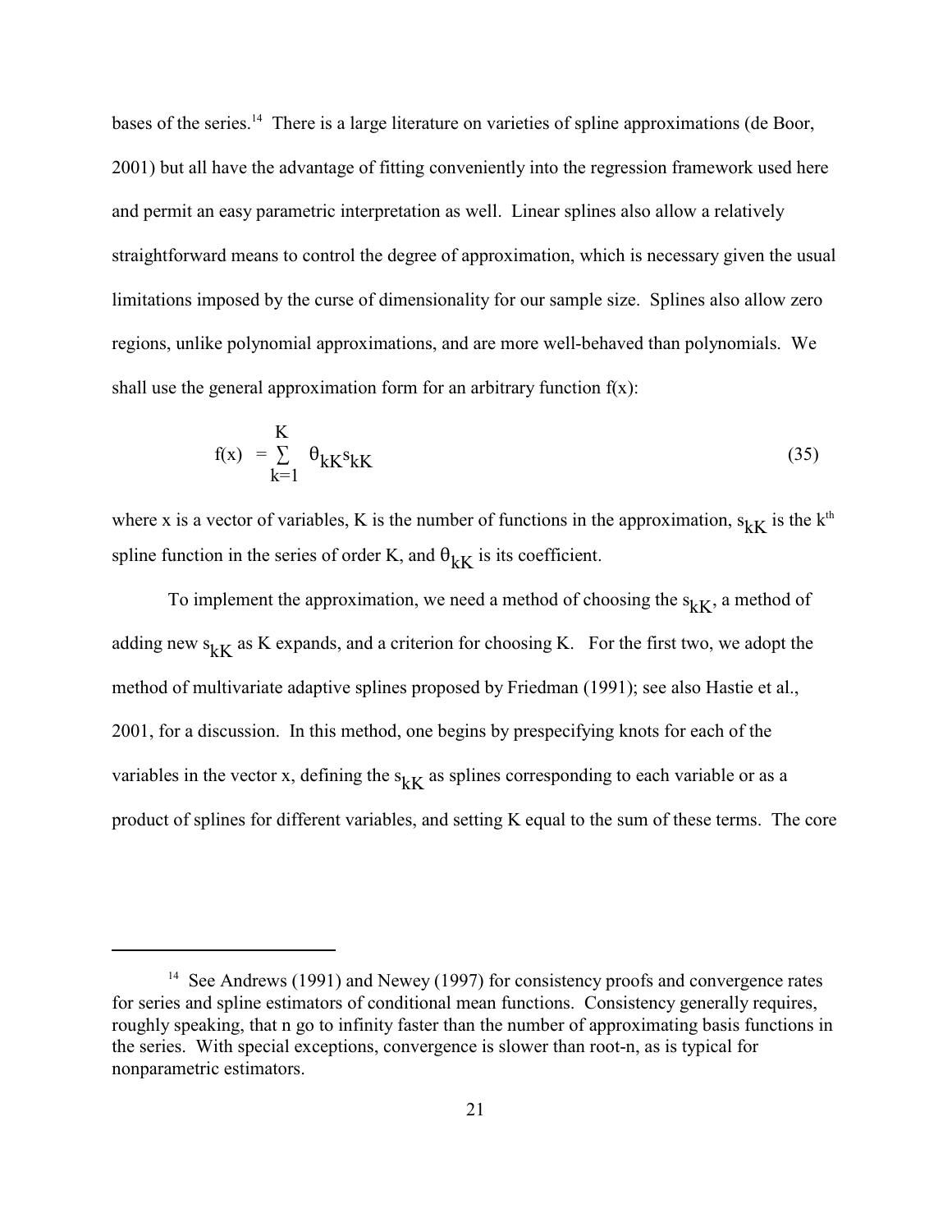bases of the series.[14] There is a large literature on varieties of spline approximations (de Boor, 2001) but all have the advantage of fitting conveniently into the regression framework used here and permit an easy parametric interpretation as well. Linear splines also allow a relatively straightforward means to control the degree of approximation, which is necessary given the usual limitations imposed by the curse of dimensionality for our sample size. Splines also allow zero regions, unlike polynomial approximations, and are more well-behaved than polynomials. We shall use the general approximation form for an arbitrary function f(x):

$$f(x) = \sum_{k=1}^{K} \theta_{kK} s_{kK} \tag{35}$$

where x is a vector of variables, K is the number of functions in the approximation, $s_{kK}$ is the $k^{th}$ spline function in the series of order K, and $\theta_{kK}$ is its coefficient.

To implement the approximation, we need a method of choosing the $s_{kK}$, a method of adding new $s_{kK}$ as K expands, and a criterion for choosing K. For the first two, we adopt the method of multivariate adaptive splines proposed by Friedman (1991); see also Hastie et al., 2001, for a discussion. In this method, one begins by prespecifying knots for each of the variables in the vector x, defining the $s_{kK}$ as splines corresponding to each variable or as a product of splines for different variables, and setting K equal to the sum of these terms. The core

[14] See Andrews (1991) and Newey (1997) for consistency proofs and convergence rates for series and spline estimators of conditional mean functions. Consistency generally requires, roughly speaking, that n go to infinity faster than the number of approximating basis functions in the series. With special exceptions, convergence is slower than root-n, as is typical for nonparametric estimators.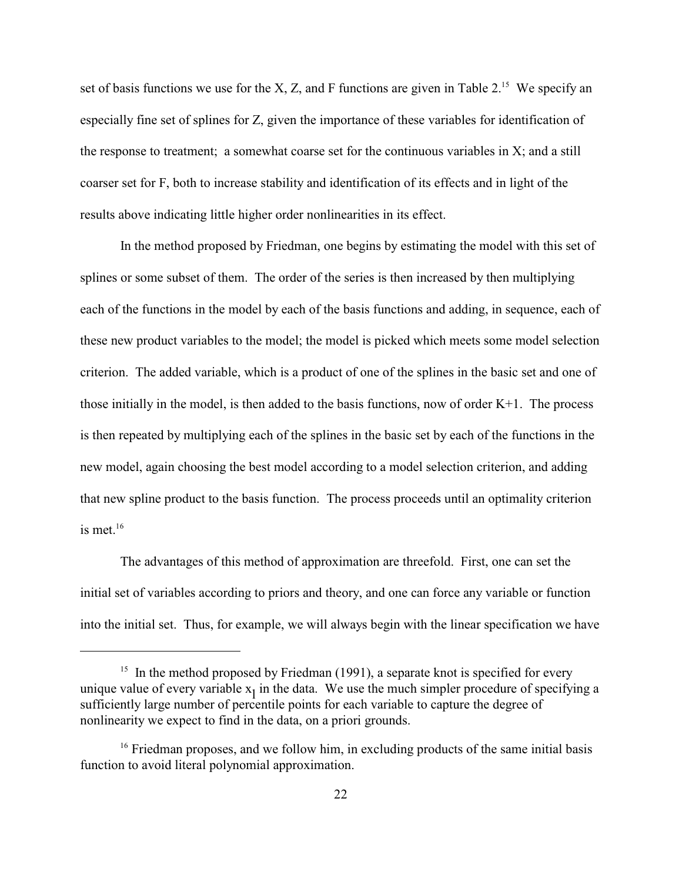set of basis functions we use for the X, Z, and F functions are given in Table 2.[15] We specify an especially fine set of splines for Z, given the importance of these variables for identification of the response to treatment; a somewhat coarse set for the continuous variables in X; and a still coarser set for F, both to increase stability and identification of its effects and in light of the results above indicating little higher order nonlinearities in its effect.

In the method proposed by Friedman, one begins by estimating the model with this set of splines or some subset of them. The order of the series is then increased by then multiplying each of the functions in the model by each of the basis functions and adding, in sequence, each of these new product variables to the model; the model is picked which meets some model selection criterion. The added variable, which is a product of one of the splines in the basic set and one of those initially in the model, is then added to the basis functions, now of order K+1. The process is then repeated by multiplying each of the splines in the basic set by each of the functions in the new model, again choosing the best model according to a model selection criterion, and adding that new spline product to the basis function. The process proceeds until an optimality criterion is met.[16]

The advantages of this method of approximation are threefold. First, one can set the initial set of variables according to priors and theory, and one can force any variable or function into the initial set. Thus, for example, we will always begin with the linear specification we have

---

[15] In the method proposed by Friedman (1991), a separate knot is specified for every unique value of every variable $x_l$ in the data. We use the much simpler procedure of specifying a sufficiently large number of percentile points for each variable to capture the degree of nonlinearity we expect to find in the data, on a priori grounds.

[16] Friedman proposes, and we follow him, in excluding products of the same initial basis function to avoid literal polynomial approximation.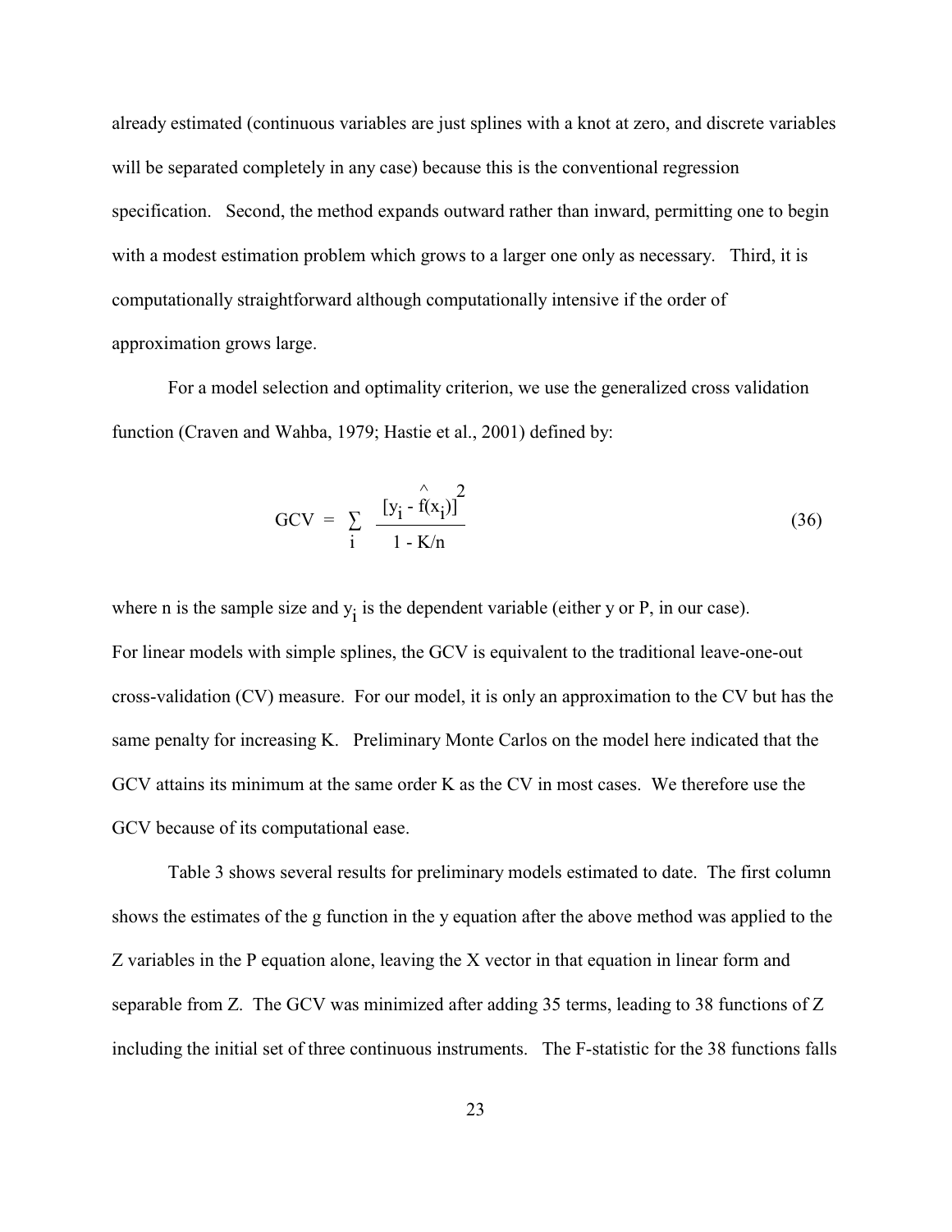already estimated (continuous variables are just splines with a knot at zero, and discrete variables will be separated completely in any case) because this is the conventional regression specification. Second, the method expands outward rather than inward, permitting one to begin with a modest estimation problem which grows to a larger one only as necessary. Third, it is computationally straightforward although computationally intensive if the order of approximation grows large.

For a model selection and optimality criterion, we use the generalized cross validation function (Craven and Wahba, 1979; Hastie et al., 2001) defined by:

$$\mathrm{GCV} = \sum_i \frac{[y_i - \hat{f}(x_i)]^2}{1 - K/n} \tag{36}$$

where n is the sample size and $y_i$ is the dependent variable (either y or P, in our case). For linear models with simple splines, the GCV is equivalent to the traditional leave-one-out cross-validation (CV) measure. For our model, it is only an approximation to the CV but has the same penalty for increasing K. Preliminary Monte Carlos on the model here indicated that the GCV attains its minimum at the same order K as the CV in most cases. We therefore use the GCV because of its computational ease.

Table 3 shows several results for preliminary models estimated to date. The first column shows the estimates of the g function in the y equation after the above method was applied to the Z variables in the P equation alone, leaving the X vector in that equation in linear form and separable from Z. The GCV was minimized after adding 35 terms, leading to 38 functions of Z including the initial set of three continuous instruments. The F-statistic for the 38 functions falls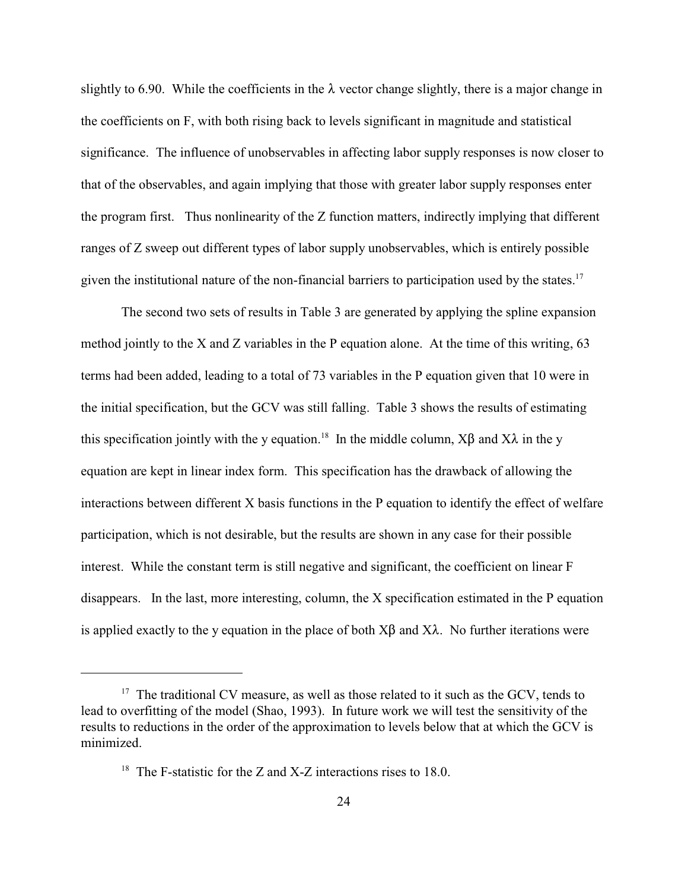slightly to 6.90. While the coefficients in the $\lambda$ vector change slightly, there is a major change in the coefficients on F, with both rising back to levels significant in magnitude and statistical significance. The influence of unobservables in affecting labor supply responses is now closer to that of the observables, and again implying that those with greater labor supply responses enter the program first. Thus nonlinearity of the Z function matters, indirectly implying that different ranges of Z sweep out different types of labor supply unobservables, which is entirely possible given the institutional nature of the non-financial barriers to participation used by the states.[17]

The second two sets of results in Table 3 are generated by applying the spline expansion method jointly to the X and Z variables in the P equation alone. At the time of this writing, 63 terms had been added, leading to a total of 73 variables in the P equation given that 10 were in the initial specification, but the GCV was still falling. Table 3 shows the results of estimating this specification jointly with the y equation.[18] In the middle column, $X\beta$ and $X\lambda$ in the y equation are kept in linear index form. This specification has the drawback of allowing the interactions between different X basis functions in the P equation to identify the effect of welfare participation, which is not desirable, but the results are shown in any case for their possible interest. While the constant term is still negative and significant, the coefficient on linear F disappears. In the last, more interesting, column, the X specification estimated in the P equation is applied exactly to the y equation in the place of both $X\beta$ and $X\lambda$. No further iterations were

[17] The traditional CV measure, as well as those related to it such as the GCV, tends to lead to overfitting of the model (Shao, 1993). In future work we will test the sensitivity of the results to reductions in the order of the approximation to levels below that at which the GCV is minimized.

[18] The F-statistic for the Z and X-Z interactions rises to 18.0.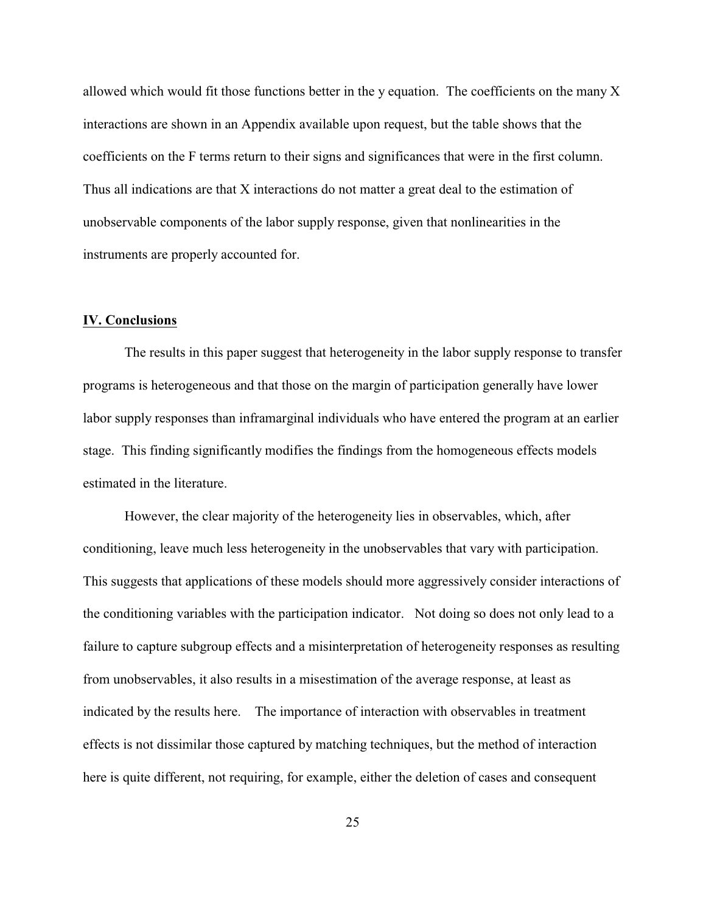allowed which would fit those functions better in the y equation. The coefficients on the many X interactions are shown in an Appendix available upon request, but the table shows that the coefficients on the F terms return to their signs and significances that were in the first column. Thus all indications are that X interactions do not matter a great deal to the estimation of unobservable components of the labor supply response, given that nonlinearities in the instruments are properly accounted for.

## IV. Conclusions

The results in this paper suggest that heterogeneity in the labor supply response to transfer programs is heterogeneous and that those on the margin of participation generally have lower labor supply responses than inframarginal individuals who have entered the program at an earlier stage. This finding significantly modifies the findings from the homogeneous effects models estimated in the literature.

However, the clear majority of the heterogeneity lies in observables, which, after conditioning, leave much less heterogeneity in the unobservables that vary with participation. This suggests that applications of these models should more aggressively consider interactions of the conditioning variables with the participation indicator. Not doing so does not only lead to a failure to capture subgroup effects and a misinterpretation of heterogeneity responses as resulting from unobservables, it also results in a misestimation of the average response, at least as indicated by the results here. The importance of interaction with observables in treatment effects is not dissimilar those captured by matching techniques, but the method of interaction here is quite different, not requiring, for example, either the deletion of cases and consequent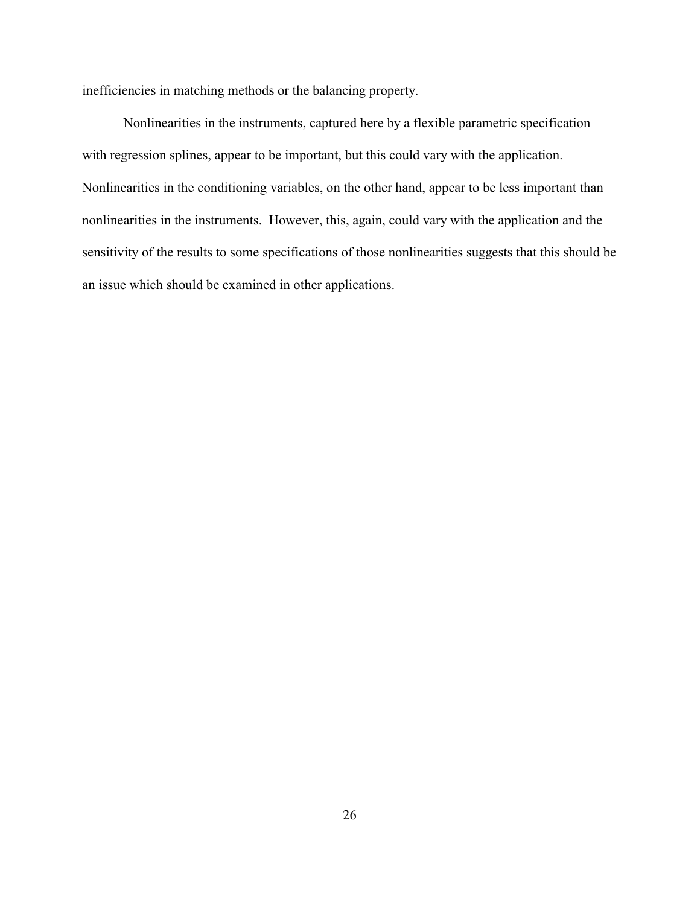inefficiencies in matching methods or the balancing property.

Nonlinearities in the instruments, captured here by a flexible parametric specification with regression splines, appear to be important, but this could vary with the application. Nonlinearities in the conditioning variables, on the other hand, appear to be less important than nonlinearities in the instruments. However, this, again, could vary with the application and the sensitivity of the results to some specifications of those nonlinearities suggests that this should be an issue which should be examined in other applications.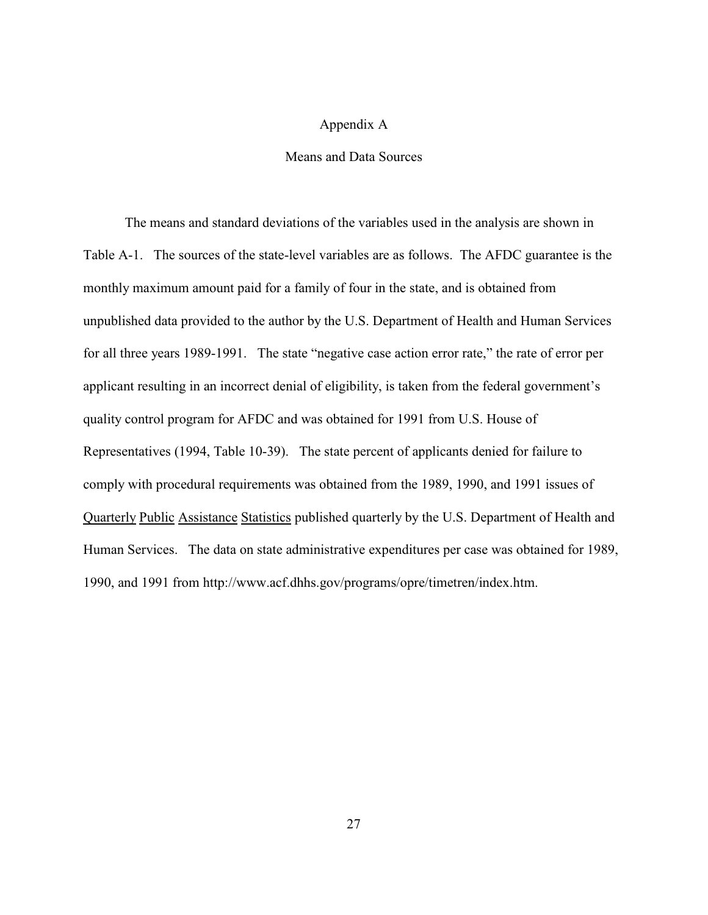# Appendix A

## Means and Data Sources

The means and standard deviations of the variables used in the analysis are shown in Table A-1. The sources of the state-level variables are as follows. The AFDC guarantee is the monthly maximum amount paid for a family of four in the state, and is obtained from unpublished data provided to the author by the U.S. Department of Health and Human Services for all three years 1989-1991. The state "negative case action error rate," the rate of error per applicant resulting in an incorrect denial of eligibility, is taken from the federal government's quality control program for AFDC and was obtained for 1991 from U.S. House of Representatives (1994, Table 10-39). The state percent of applicants denied for failure to comply with procedural requirements was obtained from the 1989, 1990, and 1991 issues of Quarterly Public Assistance Statistics published quarterly by the U.S. Department of Health and Human Services. The data on state administrative expenditures per case was obtained for 1989, 1990, and 1991 from http://www.acf.dhhs.gov/programs/opre/timetren/index.htm.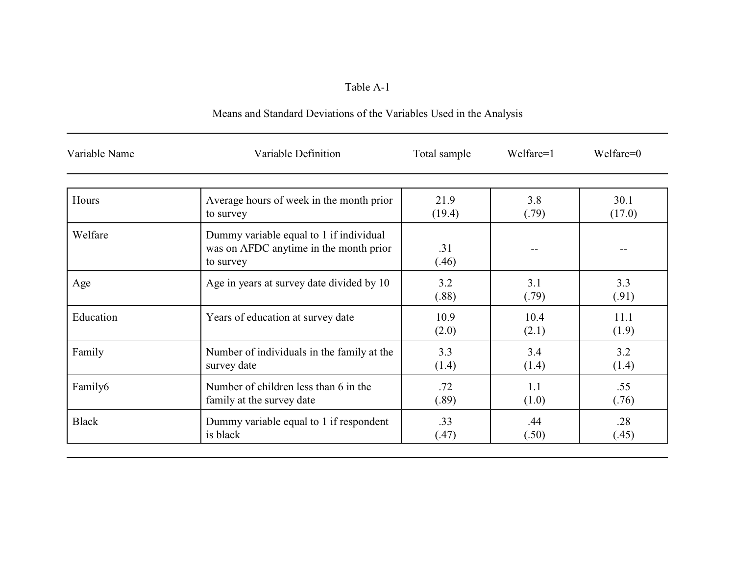Table A-1

Means and Standard Deviations of the Variables Used in the Analysis

| Variable Name | Variable Definition | Total sample | Welfare=1 | Welfare=0 |
|---|---|---|---|---|
| Hours | Average hours of week in the month prior to survey | 21.9<br>(19.4) | 3.8<br>(.79) | 30.1<br>(17.0) |
| Welfare | Dummy variable equal to 1 if individual was on AFDC anytime in the month prior to survey | .31<br>(.46) | -- | -- |
| Age | Age in years at survey date divided by 10 | 3.2<br>(.88) | 3.1<br>(.79) | 3.3<br>(.91) |
| Education | Years of education at survey date | 10.9<br>(2.0) | 10.4<br>(2.1) | 11.1<br>(1.9) |
| Family | Number of individuals in the family at the survey date | 3.3<br>(1.4) | 3.4<br>(1.4) | 3.2<br>(1.4) |
| Family6 | Number of children less than 6 in the family at the survey date | .72<br>(.89) | 1.1<br>(1.0) | .55<br>(.76) |
| Black | Dummy variable equal to 1 if respondent is black | .33<br>(.47) | .44<br>(.50) | .28<br>(.45) |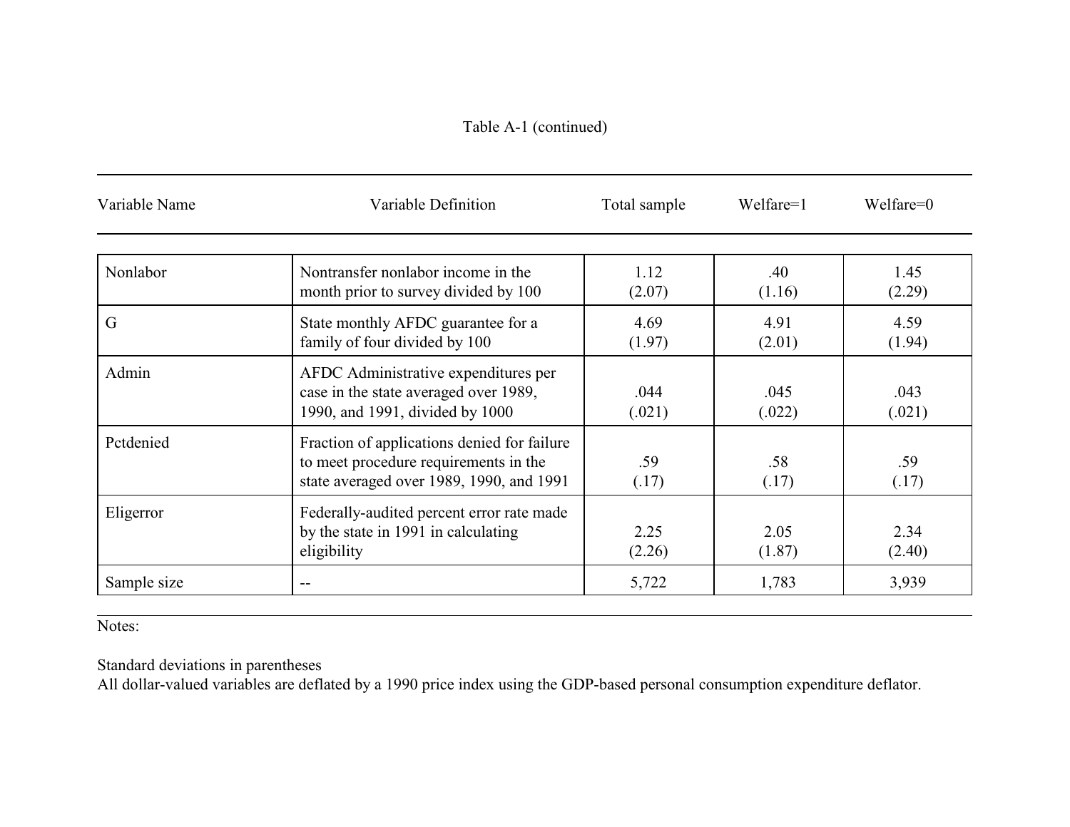Table A-1 (continued)

| Variable Name | Variable Definition | Total sample | Welfare=1 | Welfare=0 |
|---|---|---|---|---|
| Nonlabor | Nontransfer nonlabor income in the month prior to survey divided by 100 | 1.12 (2.07) | .40 (1.16) | 1.45 (2.29) |
| G | State monthly AFDC guarantee for a family of four divided by 100 | 4.69 (1.97) | 4.91 (2.01) | 4.59 (1.94) |
| Admin | AFDC Administrative expenditures per case in the state averaged over 1989, 1990, and 1991, divided by 1000 | .044 (.021) | .045 (.022) | .043 (.021) |
| Pctdenied | Fraction of applications denied for failure to meet procedure requirements in the state averaged over 1989, 1990, and 1991 | .59 (.17) | .58 (.17) | .59 (.17) |
| Eligerror | Federally-audited percent error rate made by the state in 1991 in calculating eligibility | 2.25 (2.26) | 2.05 (1.87) | 2.34 (2.40) |
| Sample size | -- | 5,722 | 1,783 | 3,939 |

Notes:

Standard deviations in parentheses

All dollar-valued variables are deflated by a 1990 price index using the GDP-based personal consumption expenditure deflator.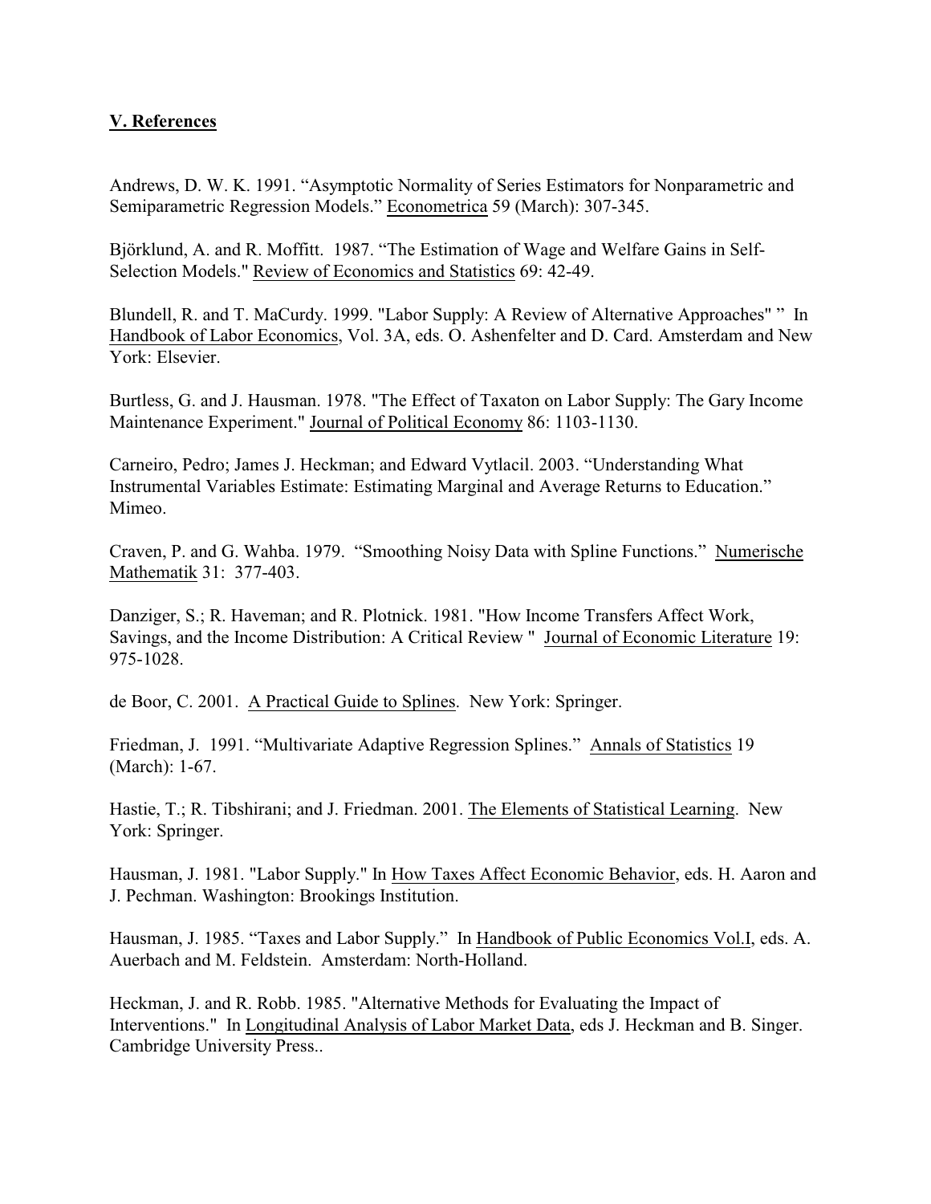**V. References**

Andrews, D. W. K. 1991. "Asymptotic Normality of Series Estimators for Nonparametric and Semiparametric Regression Models." Econometrica 59 (March): 307-345.

Björklund, A. and R. Moffitt. 1987. "The Estimation of Wage and Welfare Gains in Self-Selection Models." Review of Economics and Statistics 69: 42-49.

Blundell, R. and T. MaCurdy. 1999. "Labor Supply: A Review of Alternative Approaches" " In Handbook of Labor Economics, Vol. 3A, eds. O. Ashenfelter and D. Card. Amsterdam and New York: Elsevier.

Burtless, G. and J. Hausman. 1978. "The Effect of Taxaton on Labor Supply: The Gary Income Maintenance Experiment." Journal of Political Economy 86: 1103-1130.

Carneiro, Pedro; James J. Heckman; and Edward Vytlacil. 2003. "Understanding What Instrumental Variables Estimate: Estimating Marginal and Average Returns to Education." Mimeo.

Craven, P. and G. Wahba. 1979. "Smoothing Noisy Data with Spline Functions." Numerische Mathematik 31: 377-403.

Danziger, S.; R. Haveman; and R. Plotnick. 1981. "How Income Transfers Affect Work, Savings, and the Income Distribution: A Critical Review " Journal of Economic Literature 19: 975-1028.

de Boor, C. 2001. A Practical Guide to Splines. New York: Springer.

Friedman, J. 1991. "Multivariate Adaptive Regression Splines." Annals of Statistics 19 (March): 1-67.

Hastie, T.; R. Tibshirani; and J. Friedman. 2001. The Elements of Statistical Learning. New York: Springer.

Hausman, J. 1981. "Labor Supply." In How Taxes Affect Economic Behavior, eds. H. Aaron and J. Pechman. Washington: Brookings Institution.

Hausman, J. 1985. "Taxes and Labor Supply." In Handbook of Public Economics Vol.I, eds. A. Auerbach and M. Feldstein. Amsterdam: North-Holland.

Heckman, J. and R. Robb. 1985. "Alternative Methods for Evaluating the Impact of Interventions." In Longitudinal Analysis of Labor Market Data, eds J. Heckman and B. Singer. Cambridge University Press..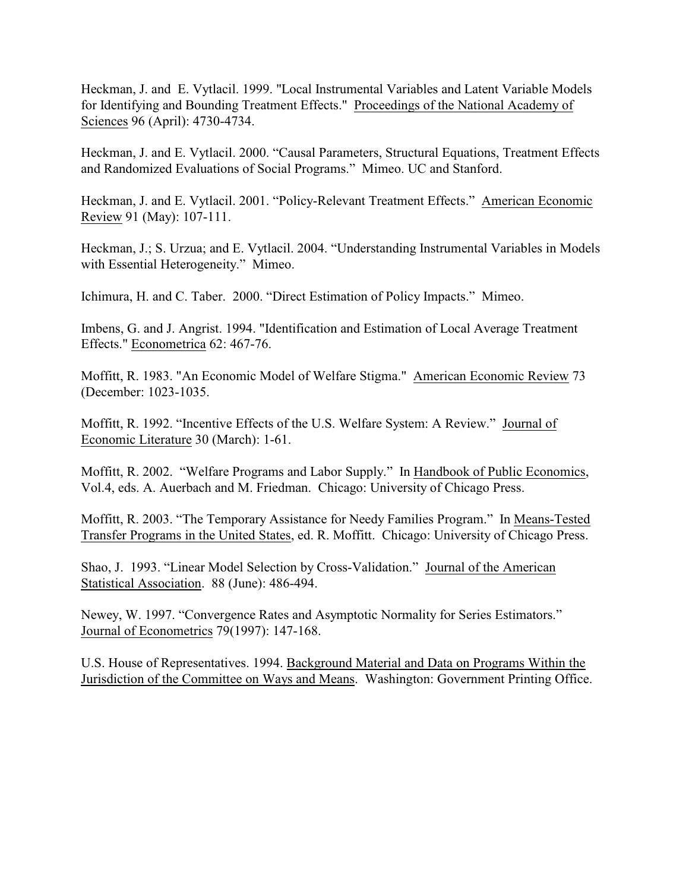Heckman, J. and E. Vytlacil. 1999. "Local Instrumental Variables and Latent Variable Models for Identifying and Bounding Treatment Effects." Proceedings of the National Academy of Sciences 96 (April): 4730-4734.

Heckman, J. and E. Vytlacil. 2000. "Causal Parameters, Structural Equations, Treatment Effects and Randomized Evaluations of Social Programs." Mimeo. UC and Stanford.

Heckman, J. and E. Vytlacil. 2001. "Policy-Relevant Treatment Effects." American Economic Review 91 (May): 107-111.

Heckman, J.; S. Urzua; and E. Vytlacil. 2004. "Understanding Instrumental Variables in Models with Essential Heterogeneity." Mimeo.

Ichimura, H. and C. Taber. 2000. "Direct Estimation of Policy Impacts." Mimeo.

Imbens, G. and J. Angrist. 1994. "Identification and Estimation of Local Average Treatment Effects." Econometrica 62: 467-76.

Moffitt, R. 1983. "An Economic Model of Welfare Stigma." American Economic Review 73 (December: 1023-1035.

Moffitt, R. 1992. "Incentive Effects of the U.S. Welfare System: A Review." Journal of Economic Literature 30 (March): 1-61.

Moffitt, R. 2002. "Welfare Programs and Labor Supply." In Handbook of Public Economics, Vol.4, eds. A. Auerbach and M. Friedman. Chicago: University of Chicago Press.

Moffitt, R. 2003. "The Temporary Assistance for Needy Families Program." In Means-Tested Transfer Programs in the United States, ed. R. Moffitt. Chicago: University of Chicago Press.

Shao, J. 1993. "Linear Model Selection by Cross-Validation." Journal of the American Statistical Association. 88 (June): 486-494.

Newey, W. 1997. "Convergence Rates and Asymptotic Normality for Series Estimators." Journal of Econometrics 79(1997): 147-168.

U.S. House of Representatives. 1994. Background Material and Data on Programs Within the Jurisdiction of the Committee on Ways and Means. Washington: Government Printing Office.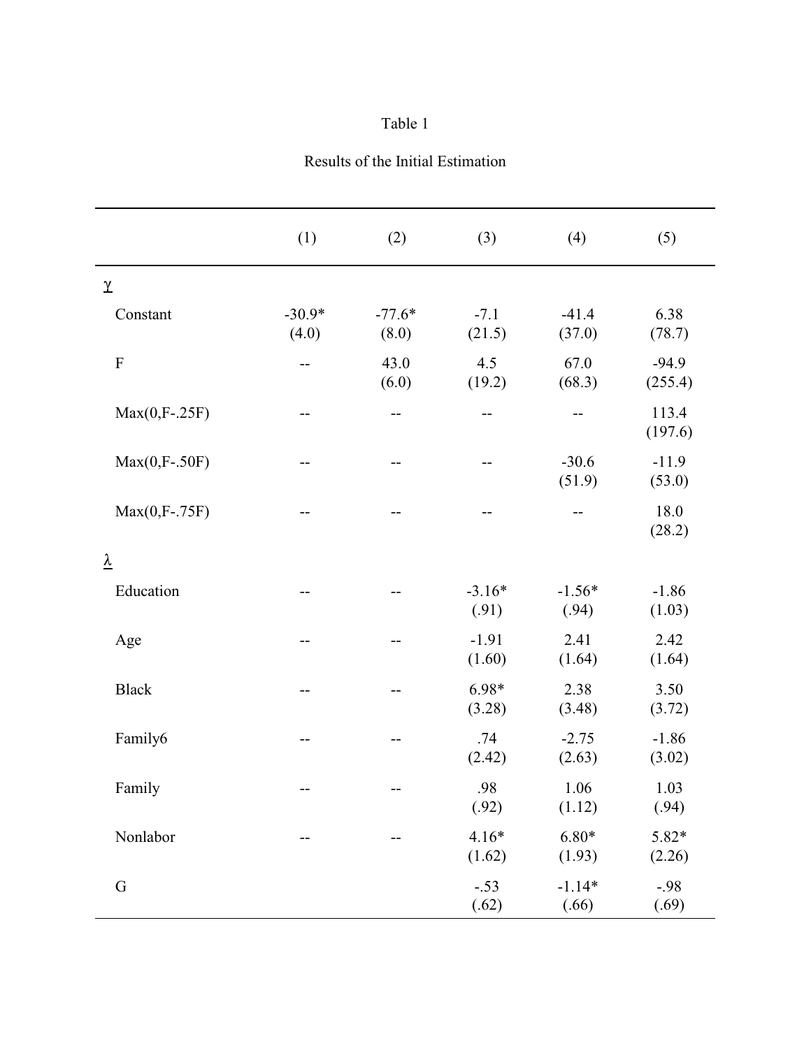Table 1

Results of the Initial Estimation

| | (1) | (2) | (3) | (4) | (5) |
|---|---|---|---|---|---|
| $\underline{\gamma}$ | | | | | |
| Constant | -30.9* (4.0) | -77.6* (8.0) | -7.1 (21.5) | -41.4 (37.0) | 6.38 (78.7) |
| F | -- | 43.0 (6.0) | 4.5 (19.2) | 67.0 (68.3) | -94.9 (255.4) |
| Max(0,F-.25F) | -- | -- | -- | -- | 113.4 (197.6) |
| Max(0,F-.50F) | -- | -- | -- | -30.6 (51.9) | -11.9 (53.0) |
| Max(0,F-.75F) | -- | -- | -- | -- | 18.0 (28.2) |
| $\underline{\lambda}$ | | | | | |
| Education | -- | -- | -3.16* (.91) | -1.56* (.94) | -1.86 (1.03) |
| Age | -- | -- | -1.91 (1.60) | 2.41 (1.64) | 2.42 (1.64) |
| Black | -- | -- | 6.98* (3.28) | 2.38 (3.48) | 3.50 (3.72) |
| Family6 | -- | -- | .74 (2.42) | -2.75 (2.63) | -1.86 (3.02) |
| Family | -- | -- | .98 (.92) | 1.06 (1.12) | 1.03 (.94) |
| Nonlabor | -- | -- | 4.16* (1.62) | 6.80* (1.93) | 5.82* (2.26) |
| G | | | -.53 (.62) | -1.14* (.66) | -.98 (.69) |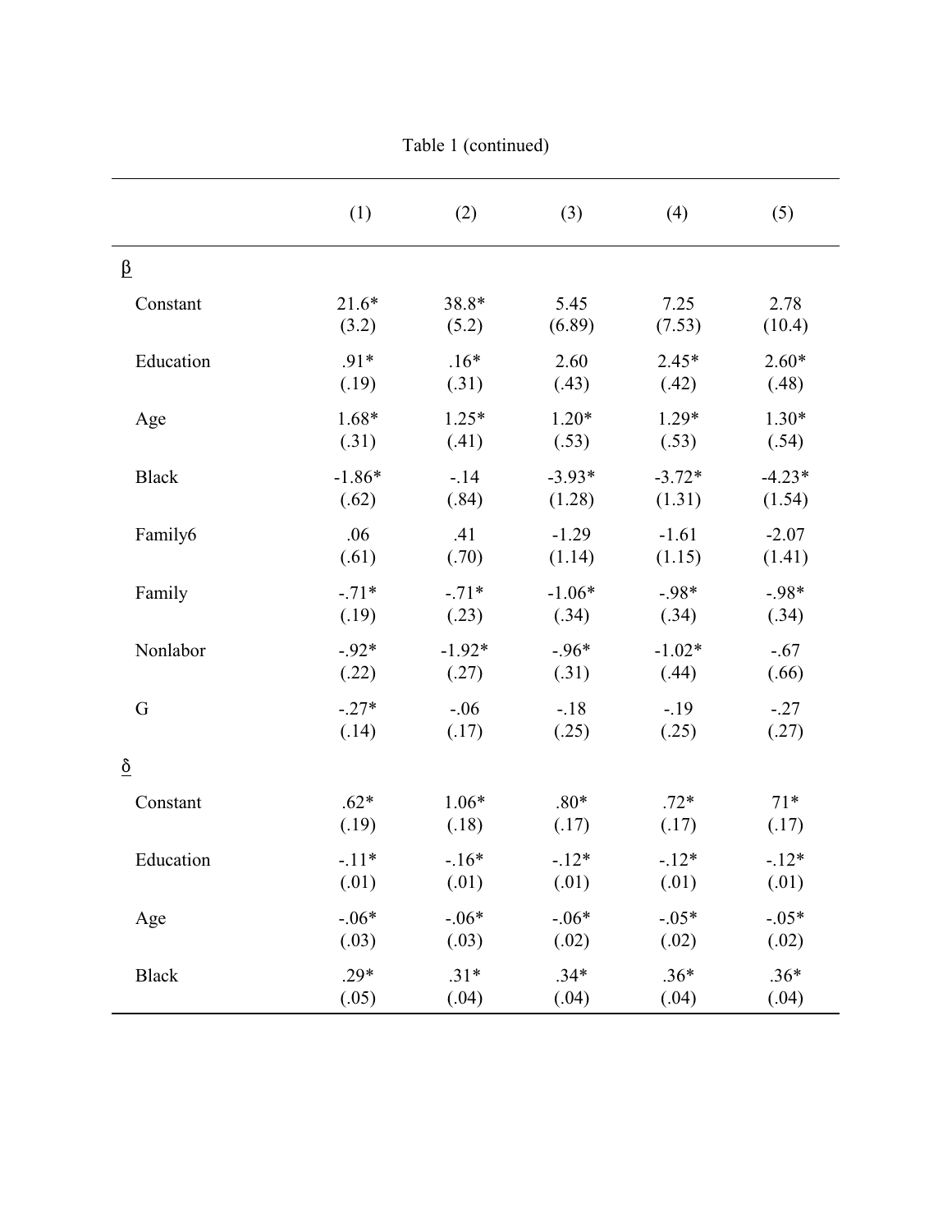Table 1 (continued)

| | (1) | (2) | (3) | (4) | (5) |
|---|---|---|---|---|---|
| <u>β</u> | | | | | |
| Constant | 21.6* | 38.8* | 5.45 | 7.25 | 2.78 |
| | (3.2) | (5.2) | (6.89) | (7.53) | (10.4) |
| Education | .91* | .16* | 2.60 | 2.45* | 2.60* |
| | (.19) | (.31) | (.43) | (.42) | (.48) |
| Age | 1.68* | 1.25* | 1.20* | 1.29* | 1.30* |
| | (.31) | (.41) | (.53) | (.53) | (.54) |
| Black | -1.86* | -.14 | -3.93* | -3.72* | -4.23* |
| | (.62) | (.84) | (1.28) | (1.31) | (1.54) |
| Family6 | .06 | .41 | -1.29 | -1.61 | -2.07 |
| | (.61) | (.70) | (1.14) | (1.15) | (1.41) |
| Family | -.71* | -.71* | -1.06* | -.98* | -.98* |
| | (.19) | (.23) | (.34) | (.34) | (.34) |
| Nonlabor | -.92* | -1.92* | -.96* | -1.02* | -.67 |
| | (.22) | (.27) | (.31) | (.44) | (.66) |
| G | -.27* | -.06 | -.18 | -.19 | -.27 |
| | (.14) | (.17) | (.25) | (.25) | (.27) |
| <u>δ</u> | | | | | |
| Constant | .62* | 1.06* | .80* | .72* | 71* |
| | (.19) | (.18) | (.17) | (.17) | (.17) |
| Education | -.11* | -.16* | -.12* | -.12* | -.12* |
| | (.01) | (.01) | (.01) | (.01) | (.01) |
| Age | -.06* | -.06* | -.06* | -.05* | -.05* |
| | (.03) | (.03) | (.02) | (.02) | (.02) |
| Black | .29* | .31* | .34* | .36* | .36* |
| | (.05) | (.04) | (.04) | (.04) | (.04) |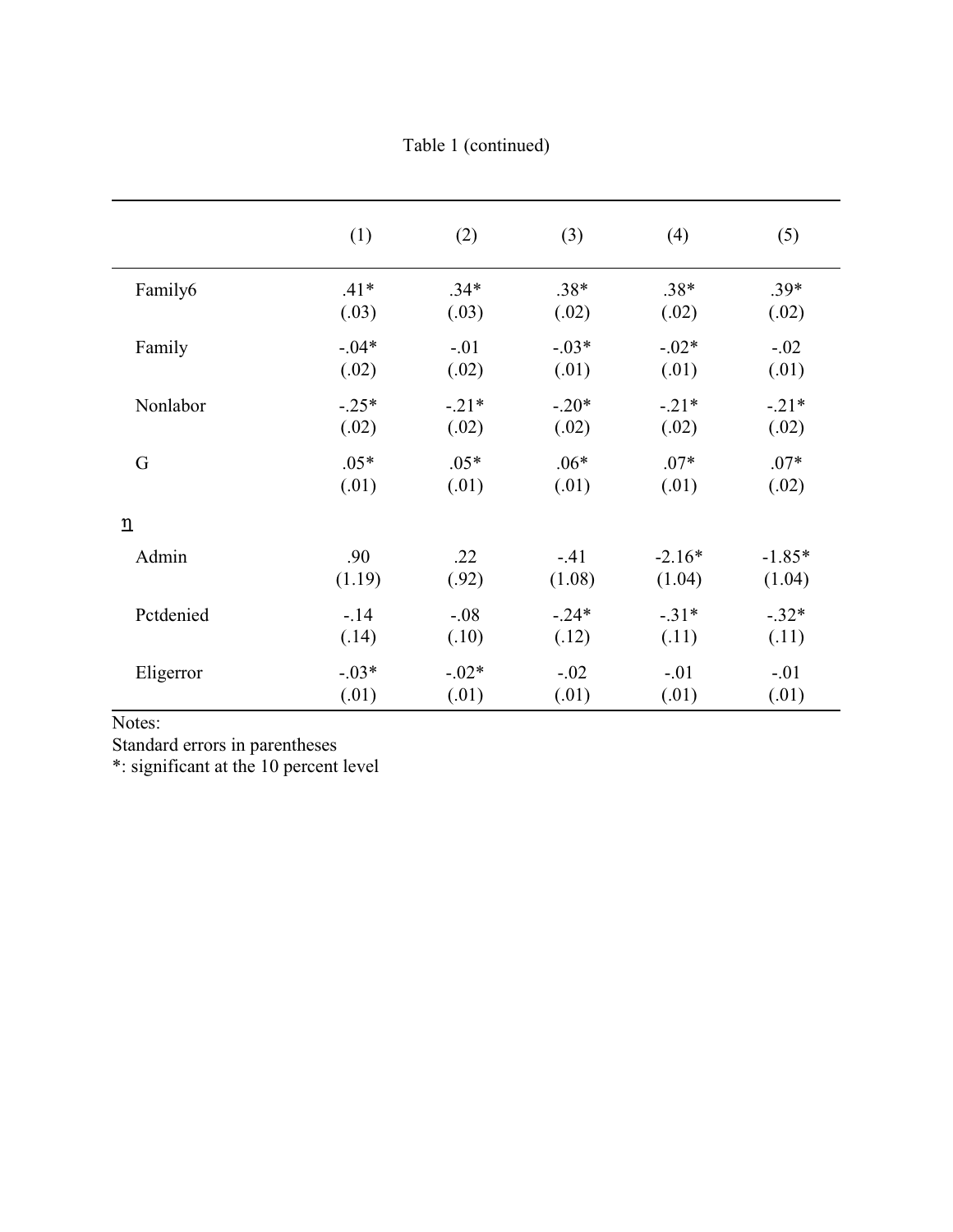Table 1 (continued)

| | (1) | (2) | (3) | (4) | (5) |
|---|---|---|---|---|---|
| Family6 | .41* | .34* | .38* | .38* | .39* |
| | (.03) | (.03) | (.02) | (.02) | (.02) |
| Family | -.04* | -.01 | -.03* | -.02* | -.02 |
| | (.02) | (.02) | (.01) | (.01) | (.01) |
| Nonlabor | -.25* | -.21* | -.20* | -.21* | -.21* |
| | (.02) | (.02) | (.02) | (.02) | (.02) |
| G | .05* | .05* | .06* | .07* | .07* |
| | (.01) | (.01) | (.01) | (.01) | (.02) |
| $\underline{\eta}$ | | | | | |
| Admin | .90 | .22 | -.41 | -2.16* | -1.85* |
| | (1.19) | (.92) | (1.08) | (1.04) | (1.04) |
| Pctdenied | -.14 | -.08 | -.24* | -.31* | -.32* |
| | (.14) | (.10) | (.12) | (.11) | (.11) |
| Eligerror | -.03* | -.02* | -.02 | -.01 | -.01 |
| | (.01) | (.01) | (.01) | (.01) | (.01) |

Notes:
Standard errors in parentheses
*: significant at the 10 percent level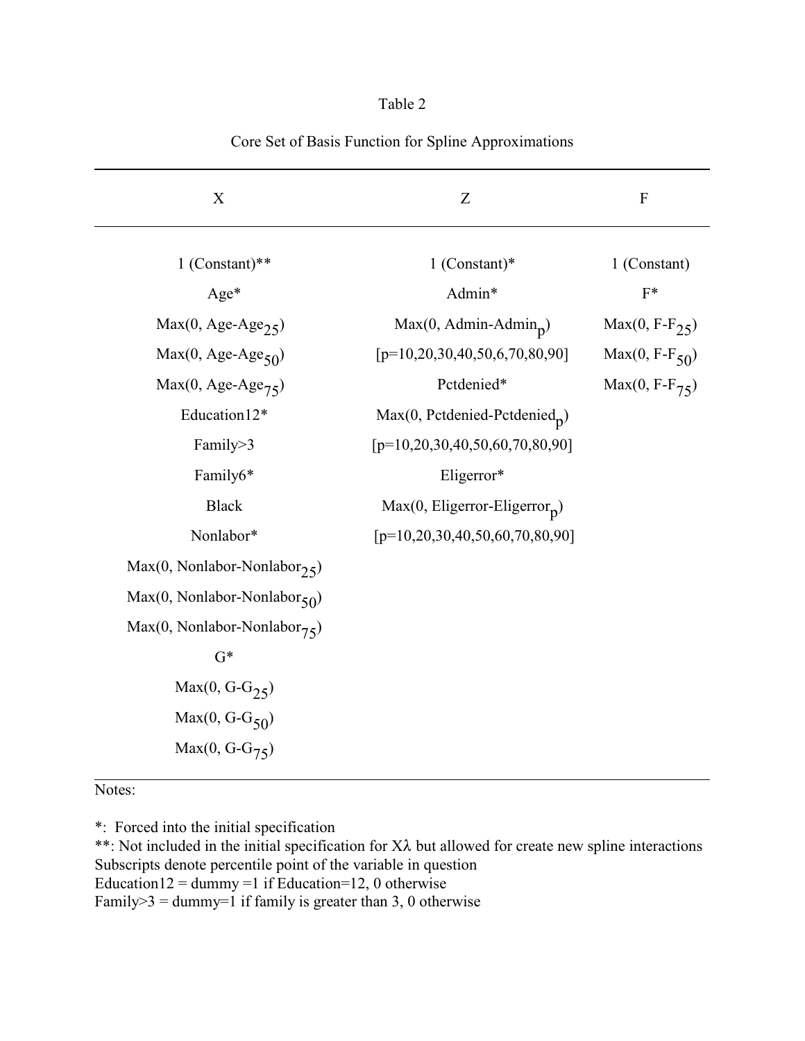Table 2

Core Set of Basis Function for Spline Approximations

| X | Z | F |
|---|---|---|
| 1 (Constant)** | 1 (Constant)* | 1 (Constant) |
| Age* | Admin* | F* |
| Max(0, Age-$Age_{25}$) | Max(0, Admin-$Admin_p$) | Max(0, F-$F_{25}$) |
| Max(0, Age-$Age_{50}$) | [p=10,20,30,40,50,6,70,80,90] | Max(0, F-$F_{50}$) |
| Max(0, Age-$Age_{75}$) | Pctdenied* | Max(0, F-$F_{75}$) |
| Education12* | Max(0, Pctdenied-$Pctdenied_p$) | |
| Family>3 | [p=10,20,30,40,50,60,70,80,90] | |
| Family6* | Eligerror* | |
| Black | Max(0, Eligerror-$Eligerror_p$) | |
| Nonlabor* | [p=10,20,30,40,50,60,70,80,90] | |
| Max(0, Nonlabor-$Nonlabor_{25}$) | | |
| Max(0, Nonlabor-$Nonlabor_{50}$) | | |
| Max(0, Nonlabor-$Nonlabor_{75}$) | | |
| G* | | |
| Max(0, G-$G_{25}$) | | |
| Max(0, G-$G_{50}$) | | |
| Max(0, G-$G_{75}$) | | |

Notes:

*: Forced into the initial specification

**: Not included in the initial specification for $X\lambda$ but allowed for create new spline interactions

Subscripts denote percentile point of the variable in question

Education12 = dummy =1 if Education=12, 0 otherwise

Family>3 = dummy=1 if family is greater than 3, 0 otherwise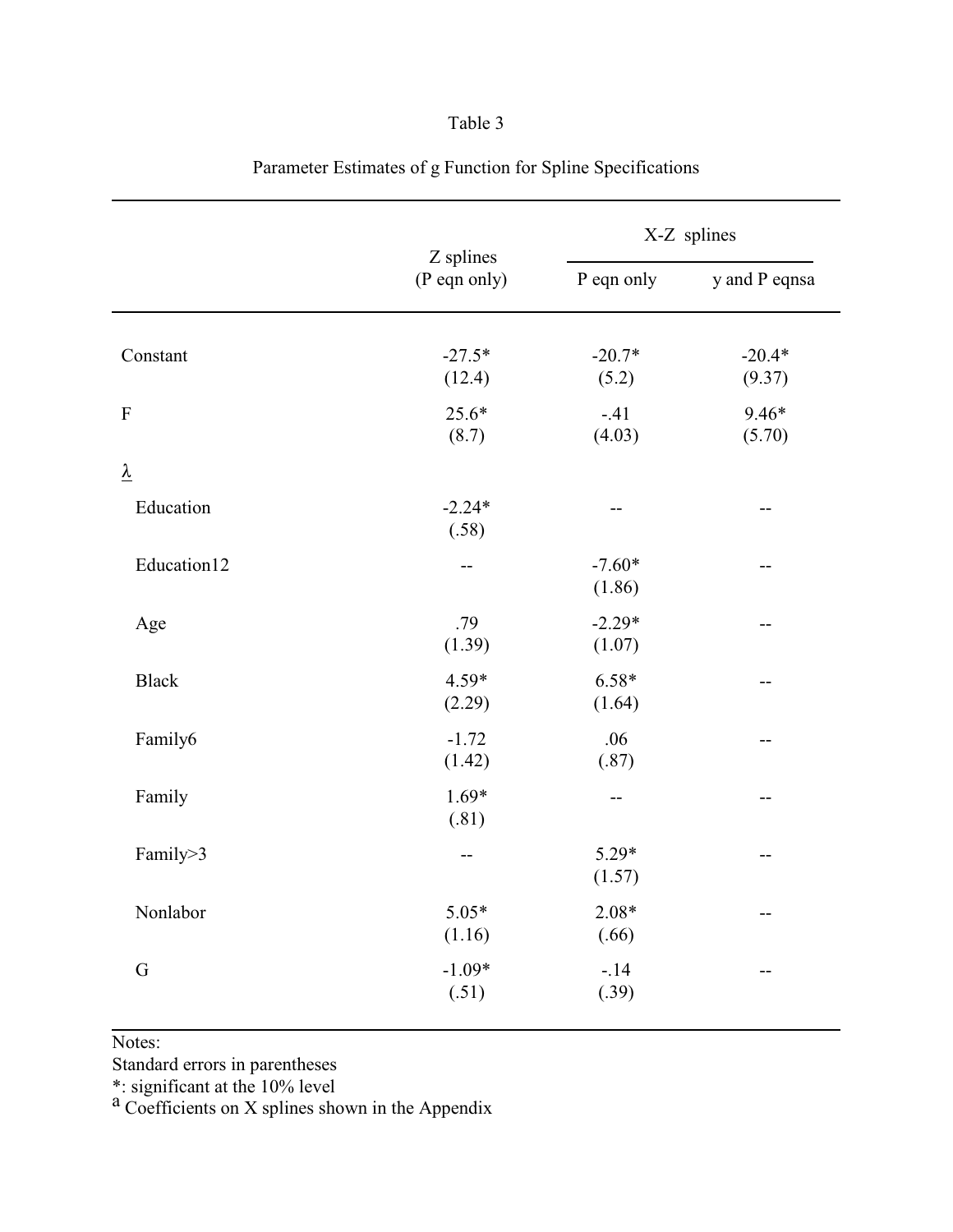Table 3

Parameter Estimates of g Function for Spline Specifications

| | Z splines (P eqn only) | X-Z splines | |
|---|---|---|---|
| | | P eqn only | y and P eqns[a] |
| Constant | -27.5* (12.4) | -20.7* (5.2) | -20.4* (9.37) |
| F | 25.6* (8.7) | -.41 (4.03) | 9.46* (5.70) |
| <u>λ</u> | | | |
| Education | -2.24* (.58) | -- | -- |
| Education12 | -- | -7.60* (1.86) | -- |
| Age | .79 (1.39) | -2.29* (1.07) | -- |
| Black | 4.59* (2.29) | 6.58* (1.64) | -- |
| Family6 | -1.72 (1.42) | .06 (.87) | -- |
| Family | 1.69* (.81) | -- | -- |
| Family>3 | -- | 5.29* (1.57) | -- |
| Nonlabor | 5.05* (1.16) | 2.08* (.66) | -- |
| G | -1.09* (.51) | -.14 (.39) | -- |

Notes:
Standard errors in parentheses
*: significant at the 10% level
[a] Coefficients on X splines shown in the Appendix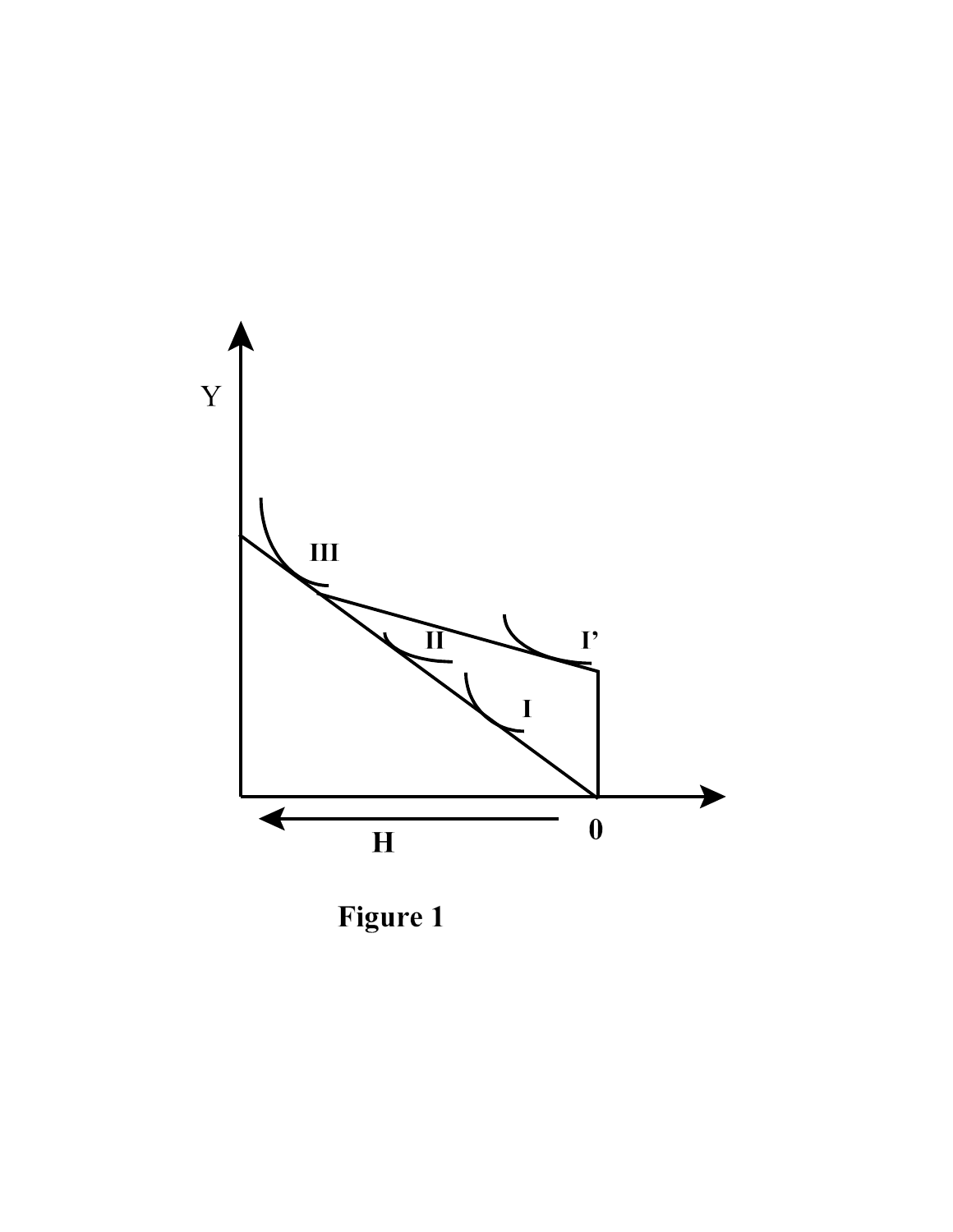Y

III

II

I'

I

H

0

Figure 1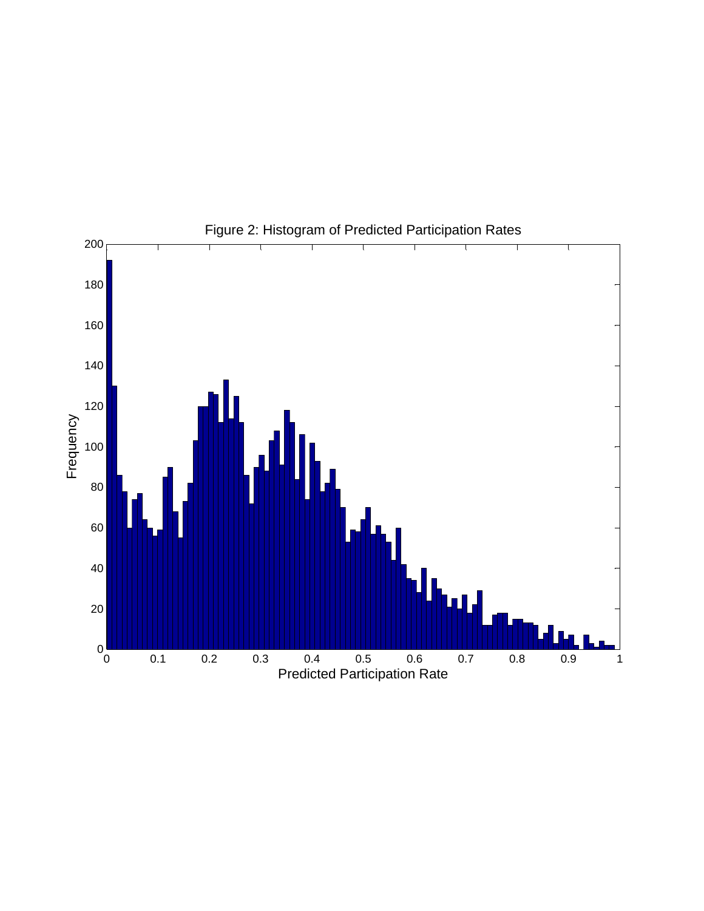Figure 2: Histogram of Predicted Participation Rates

Frequency

200
180
160
140
120
100
80
60
40
20
0

0
0.1
0.2
0.3
0.4
0.5
0.6
0.7
0.8
0.9
1

Predicted Participation Rate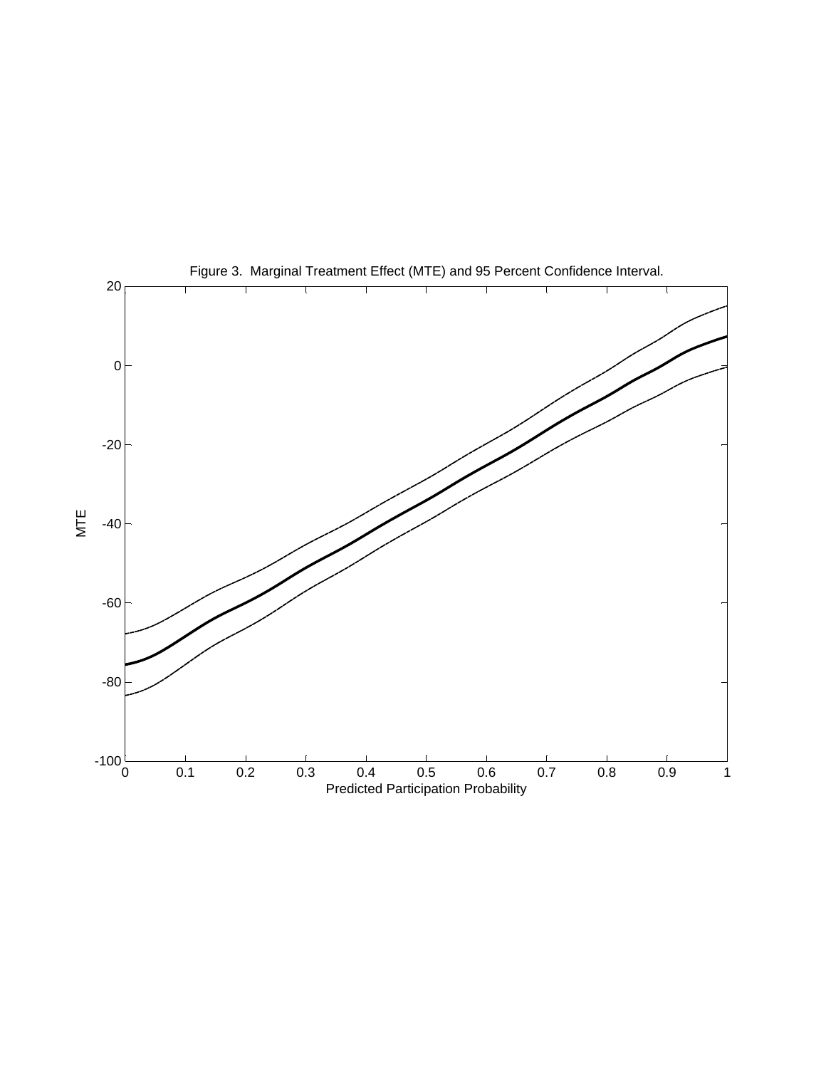Figure 3. Marginal Treatment Effect (MTE) and 95 Percent Confidence Interval.

20

0

-20

-40

-60

-80

-100

MTE

0 0.1 0.2 0.3 0.4 0.5 0.6 0.7 0.8 0.9 1

Predicted Participation Probability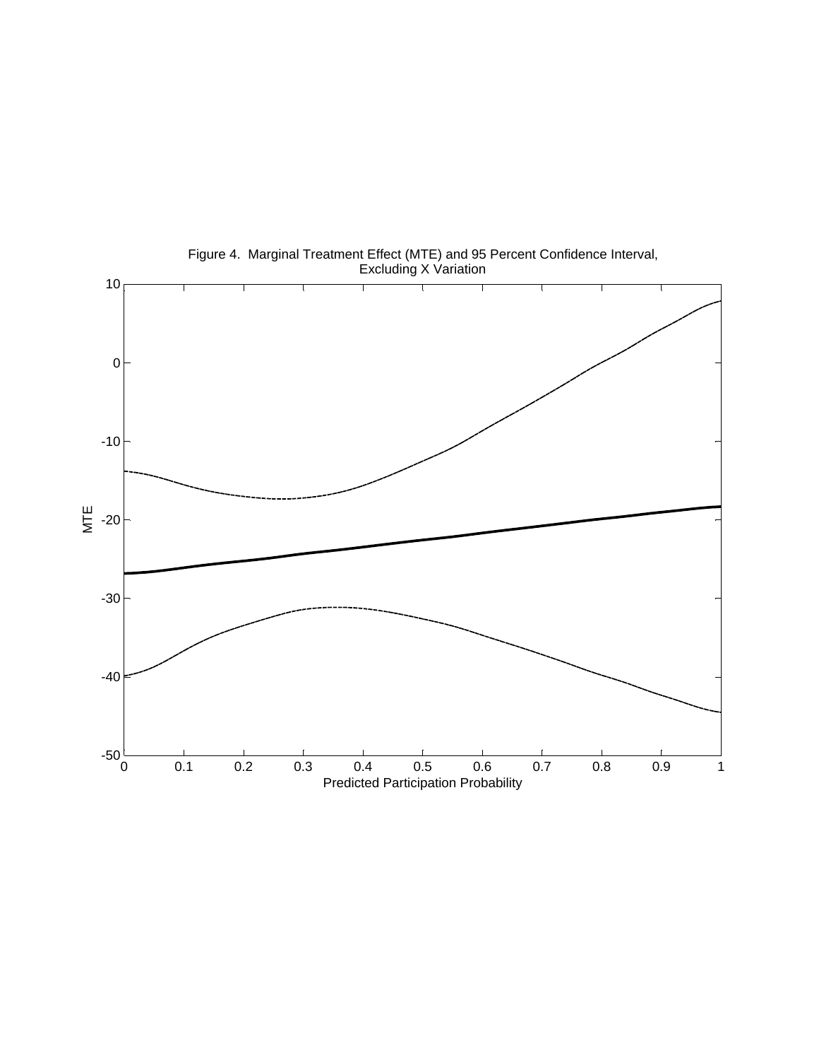Figure 4. Marginal Treatment Effect (MTE) and 95 Percent Confidence Interval, Excluding X Variation

10
0
-10
-20
-30
-40
-50

MTE

0
0.1
0.2
0.3
0.4
0.5
0.6
0.7
0.8
0.9
1

Predicted Participation Probability